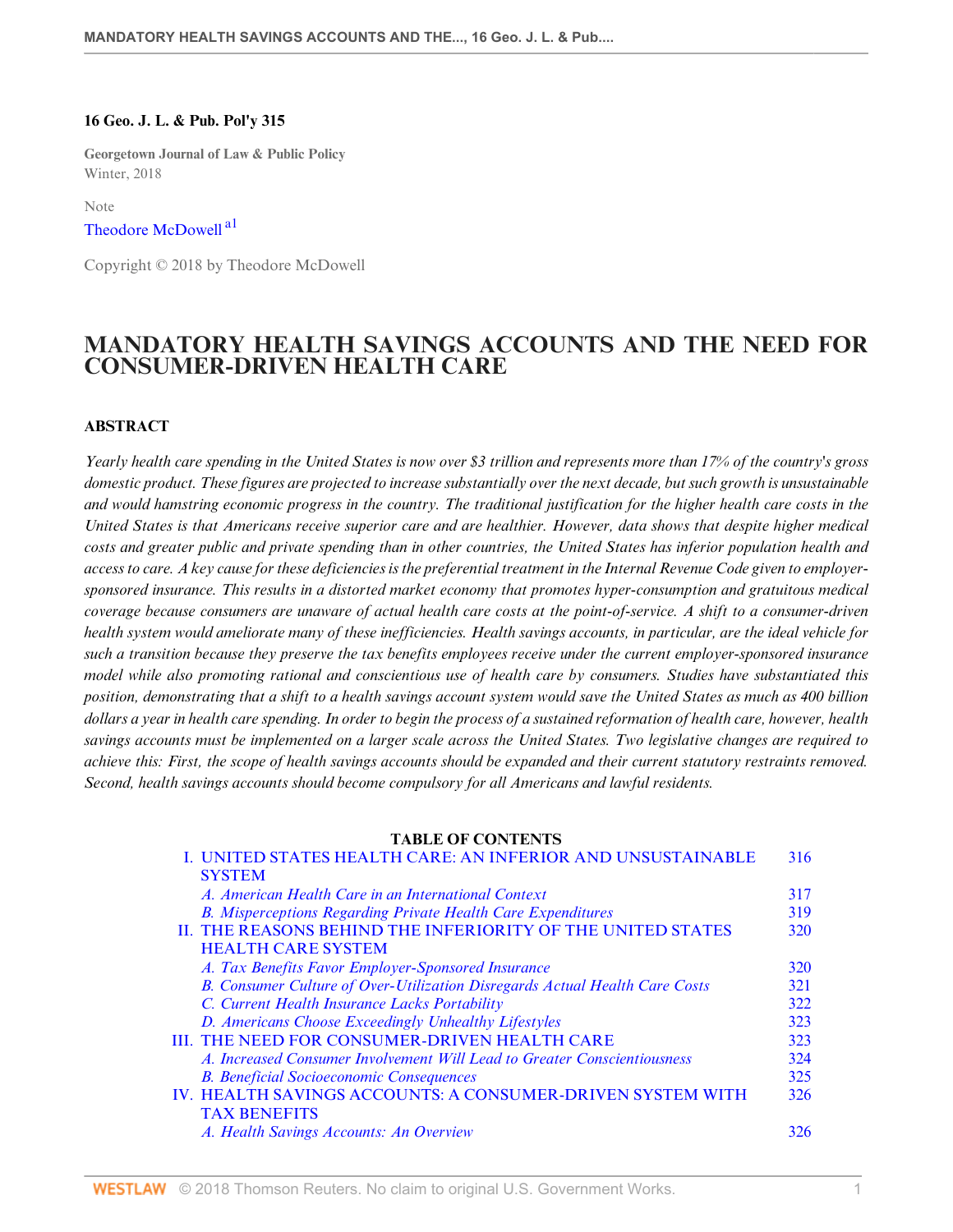**16 Geo. J. L. & Pub. Pol'y 315**

Georgetown Journal of Law & Public Policy
Winter, 2018

Note

Theodore McDowell [a1]

Copyright © 2018 by Theodore McDowell

# MANDATORY HEALTH SAVINGS ACCOUNTS AND THE NEED FOR CONSUMER-DRIVEN HEALTH CARE

## ABSTRACT

*Yearly health care spending in the United States is now over $3 trillion and represents more than 17% of the country's gross domestic product. These figures are projected to increase substantially over the next decade, but such growth is unsustainable and would hamstring economic progress in the country. The traditional justification for the higher health care costs in the United States is that Americans receive superior care and are healthier. However, data shows that despite higher medical costs and greater public and private spending than in other countries, the United States has inferior population health and access to care. A key cause for these deficiencies is the preferential treatment in the Internal Revenue Code given to employer-sponsored insurance. This results in a distorted market economy that promotes hyper-consumption and gratuitous medical coverage because consumers are unaware of actual health care costs at the point-of-service. A shift to a consumer-driven health system would ameliorate many of these inefficiencies. Health savings accounts, in particular, are the ideal vehicle for such a transition because they preserve the tax benefits employees receive under the current employer-sponsored insurance model while also promoting rational and conscientious use of health care by consumers. Studies have substantiated this position, demonstrating that a shift to a health savings account system would save the United States as much as 400 billion dollars a year in health care spending. In order to begin the process of a sustained reformation of health care, however, health savings accounts must be implemented on a larger scale across the United States. Two legislative changes are required to achieve this: First, the scope of health savings accounts should be expanded and their current statutory restraints removed. Second, health savings accounts should become compulsory for all Americans and lawful residents.*

**TABLE OF CONTENTS**

| | |
|---|---|
| I. UNITED STATES HEALTH CARE: AN INFERIOR AND UNSUSTAINABLE SYSTEM | 316 |
| *A. American Health Care in an International Context* | 317 |
| *B. Misperceptions Regarding Private Health Care Expenditures* | 319 |
| II. THE REASONS BEHIND THE INFERIORITY OF THE UNITED STATES HEALTH CARE SYSTEM | 320 |
| *A. Tax Benefits Favor Employer-Sponsored Insurance* | 320 |
| *B. Consumer Culture of Over-Utilization Disregards Actual Health Care Costs* | 321 |
| *C. Current Health Insurance Lacks Portability* | 322 |
| *D. Americans Choose Exceedingly Unhealthy Lifestyles* | 323 |
| III. THE NEED FOR CONSUMER-DRIVEN HEALTH CARE | 323 |
| *A. Increased Consumer Involvement Will Lead to Greater Conscientiousness* | 324 |
| *B. Beneficial Socioeconomic Consequences* | 325 |
| IV. HEALTH SAVINGS ACCOUNTS: A CONSUMER-DRIVEN SYSTEM WITH TAX BENEFITS | 326 |
| *A. Health Savings Accounts: An Overview* | 326 |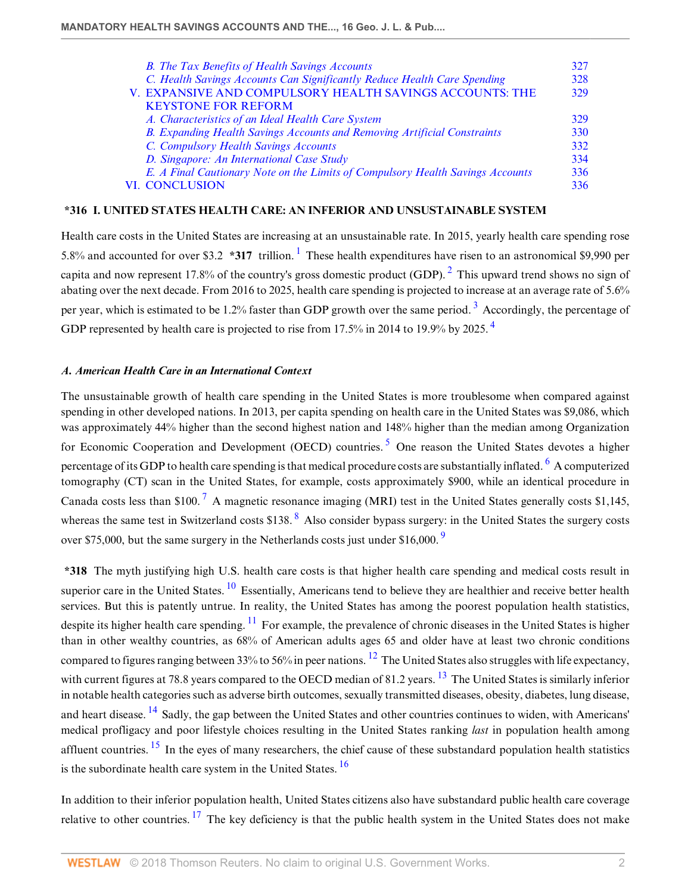| | |
|---|---|
| *B. The Tax Benefits of Health Savings Accounts* | 327 |
| *C. Health Savings Accounts Can Significantly Reduce Health Care Spending* | 328 |
| V. EXPANSIVE AND COMPULSORY HEALTH SAVINGS ACCOUNTS: THE KEYSTONE FOR REFORM | 329 |
| *A. Characteristics of an Ideal Health Care System* | 329 |
| *B. Expanding Health Savings Accounts and Removing Artificial Constraints* | 330 |
| *C. Compulsory Health Savings Accounts* | 332 |
| *D. Singapore: An International Case Study* | 334 |
| *E. A Final Cautionary Note on the Limits of Compulsory Health Savings Accounts* | 336 |
| VI. CONCLUSION | 336 |

## *316 I. UNITED STATES HEALTH CARE: AN INFERIOR AND UNSUSTAINABLE SYSTEM

Health care costs in the United States are increasing at an unsustainable rate. In 2015, yearly health care spending rose 5.8% and accounted for over $3.2 **\*317** trillion. [1] These health expenditures have risen to an astronomical $9,990 per capita and now represent 17.8% of the country's gross domestic product (GDP). [2] This upward trend shows no sign of abating over the next decade. From 2016 to 2025, health care spending is projected to increase at an average rate of 5.6% per year, which is estimated to be 1.2% faster than GDP growth over the same period. [3] Accordingly, the percentage of GDP represented by health care is projected to rise from 17.5% in 2014 to 19.9% by 2025. [4]

### *A. American Health Care in an International Context*

The unsustainable growth of health care spending in the United States is more troublesome when compared against spending in other developed nations. In 2013, per capita spending on health care in the United States was $9,086, which was approximately 44% higher than the second highest nation and 148% higher than the median among Organization for Economic Cooperation and Development (OECD) countries. [5] One reason the United States devotes a higher percentage of its GDP to health care spending is that medical procedure costs are substantially inflated. [6] A computerized tomography (CT) scan in the United States, for example, costs approximately $900, while an identical procedure in Canada costs less than $100. [7] A magnetic resonance imaging (MRI) test in the United States generally costs $1,145, whereas the same test in Switzerland costs $138. [8] Also consider bypass surgery: in the United States the surgery costs over $75,000, but the same surgery in the Netherlands costs just under $16,000. [9]

**\*318** The myth justifying high U.S. health care costs is that higher health care spending and medical costs result in superior care in the United States. [10] Essentially, Americans tend to believe they are healthier and receive better health services. But this is patently untrue. In reality, the United States has among the poorest population health statistics, despite its higher health care spending. [11] For example, the prevalence of chronic diseases in the United States is higher than in other wealthy countries, as 68% of American adults ages 65 and older have at least two chronic conditions compared to figures ranging between 33% to 56% in peer nations. [12] The United States also struggles with life expectancy, with current figures at 78.8 years compared to the OECD median of 81.2 years. [13] The United States is similarly inferior in notable health categories such as adverse birth outcomes, sexually transmitted diseases, obesity, diabetes, lung disease, and heart disease. [14] Sadly, the gap between the United States and other countries continues to widen, with Americans' medical profligacy and poor lifestyle choices resulting in the United States ranking *last* in population health among affluent countries. [15] In the eyes of many researchers, the chief cause of these substandard population health statistics is the subordinate health care system in the United States. [16]

In addition to their inferior population health, United States citizens also have substandard public health care coverage relative to other countries. [17] The key deficiency is that the public health system in the United States does not make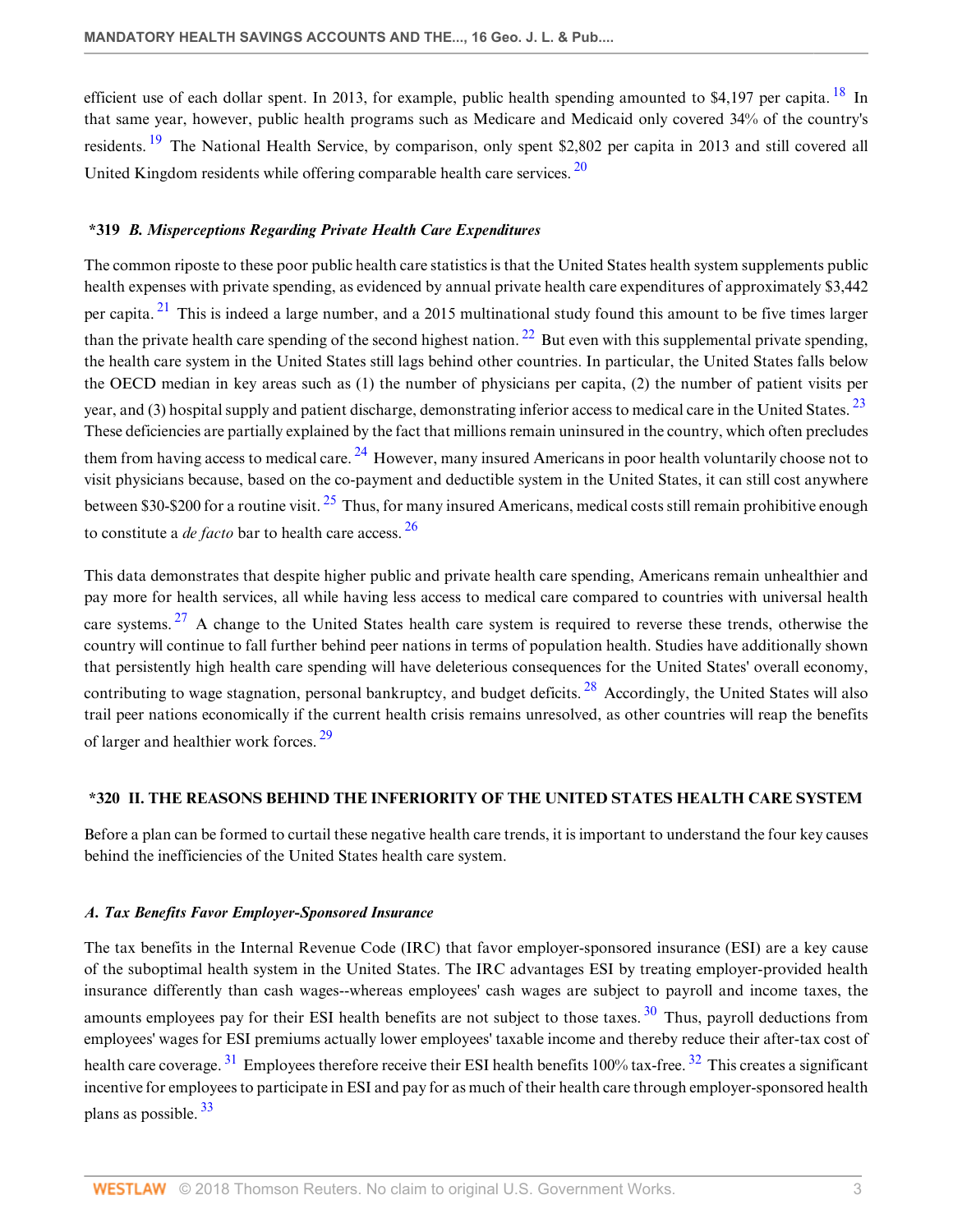efficient use of each dollar spent. In 2013, for example, public health spending amounted to $4,197 per capita. [18] In that same year, however, public health programs such as Medicare and Medicaid only covered 34% of the country's residents. [19] The National Health Service, by comparison, only spent $2,802 per capita in 2013 and still covered all United Kingdom residents while offering comparable health care services. [20]

### *319 *B. Misperceptions Regarding Private Health Care Expenditures*

The common riposte to these poor public health care statistics is that the United States health system supplements public health expenses with private spending, as evidenced by annual private health care expenditures of approximately $3,442 per capita. [21] This is indeed a large number, and a 2015 multinational study found this amount to be five times larger than the private health care spending of the second highest nation. [22] But even with this supplemental private spending, the health care system in the United States still lags behind other countries. In particular, the United States falls below the OECD median in key areas such as (1) the number of physicians per capita, (2) the number of patient visits per year, and (3) hospital supply and patient discharge, demonstrating inferior access to medical care in the United States. [23] These deficiencies are partially explained by the fact that millions remain uninsured in the country, which often precludes them from having access to medical care. [24] However, many insured Americans in poor health voluntarily choose not to visit physicians because, based on the co-payment and deductible system in the United States, it can still cost anywhere between $30-$200 for a routine visit. [25] Thus, for many insured Americans, medical costs still remain prohibitive enough to constitute a *de facto* bar to health care access. [26]

This data demonstrates that despite higher public and private health care spending, Americans remain unhealthier and pay more for health services, all while having less access to medical care compared to countries with universal health care systems. [27] A change to the United States health care system is required to reverse these trends, otherwise the country will continue to fall further behind peer nations in terms of population health. Studies have additionally shown that persistently high health care spending will have deleterious consequences for the United States' overall economy, contributing to wage stagnation, personal bankruptcy, and budget deficits. [28] Accordingly, the United States will also trail peer nations economically if the current health crisis remains unresolved, as other countries will reap the benefits of larger and healthier work forces. [29]

## *320 II. THE REASONS BEHIND THE INFERIORITY OF THE UNITED STATES HEALTH CARE SYSTEM

Before a plan can be formed to curtail these negative health care trends, it is important to understand the four key causes behind the inefficiencies of the United States health care system.

### *A. Tax Benefits Favor Employer-Sponsored Insurance*

The tax benefits in the Internal Revenue Code (IRC) that favor employer-sponsored insurance (ESI) are a key cause of the suboptimal health system in the United States. The IRC advantages ESI by treating employer-provided health insurance differently than cash wages--whereas employees' cash wages are subject to payroll and income taxes, the amounts employees pay for their ESI health benefits are not subject to those taxes. [30] Thus, payroll deductions from employees' wages for ESI premiums actually lower employees' taxable income and thereby reduce their after-tax cost of health care coverage. [31] Employees therefore receive their ESI health benefits 100% tax-free. [32] This creates a significant incentive for employees to participate in ESI and pay for as much of their health care through employer-sponsored health plans as possible. [33]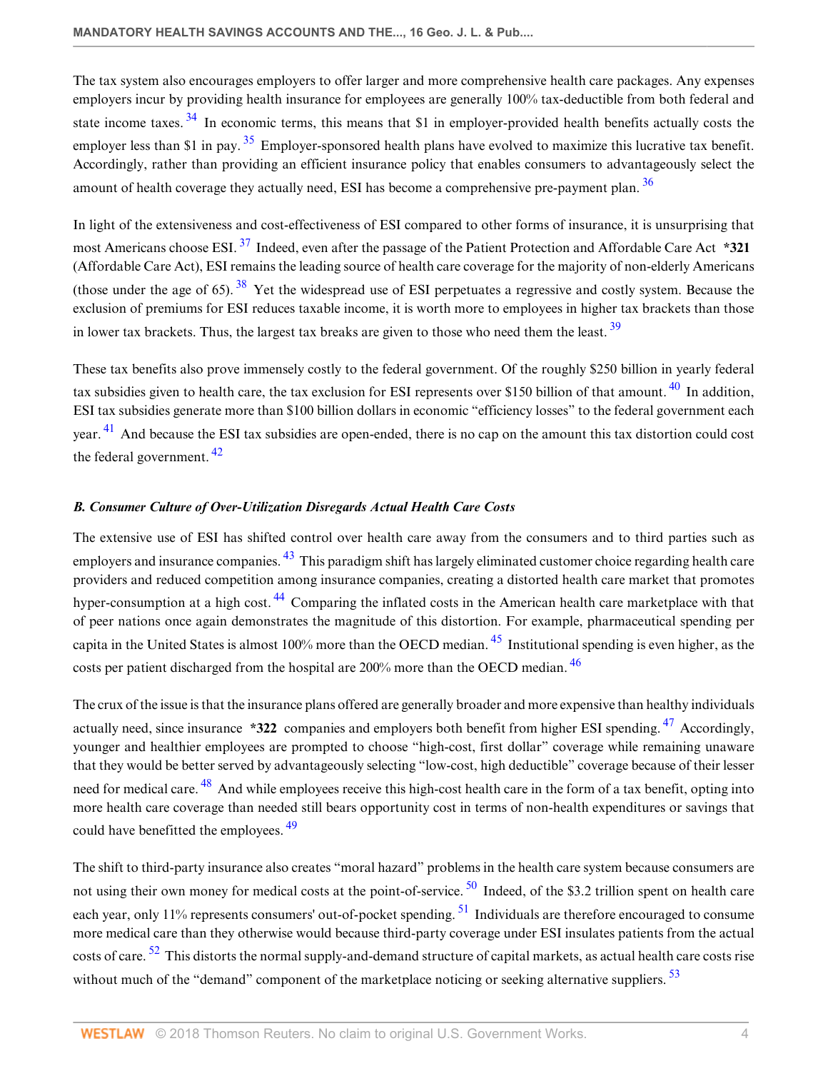The tax system also encourages employers to offer larger and more comprehensive health care packages. Any expenses employers incur by providing health insurance for employees are generally 100% tax-deductible from both federal and state income taxes.[34] In economic terms, this means that $1 in employer-provided health benefits actually costs the employer less than $1 in pay.[35] Employer-sponsored health plans have evolved to maximize this lucrative tax benefit. Accordingly, rather than providing an efficient insurance policy that enables consumers to advantageously select the amount of health coverage they actually need, ESI has become a comprehensive pre-payment plan.[36]

In light of the extensiveness and cost-effectiveness of ESI compared to other forms of insurance, it is unsurprising that most Americans choose ESI.[37] Indeed, even after the passage of the Patient Protection and Affordable Care Act **\*321** (Affordable Care Act), ESI remains the leading source of health care coverage for the majority of non-elderly Americans (those under the age of 65).[38] Yet the widespread use of ESI perpetuates a regressive and costly system. Because the exclusion of premiums for ESI reduces taxable income, it is worth more to employees in higher tax brackets than those in lower tax brackets. Thus, the largest tax breaks are given to those who need them the least.[39]

These tax benefits also prove immensely costly to the federal government. Of the roughly $250 billion in yearly federal tax subsidies given to health care, the tax exclusion for ESI represents over $150 billion of that amount.[40] In addition, ESI tax subsidies generate more than $100 billion dollars in economic "efficiency losses" to the federal government each year.[41] And because the ESI tax subsidies are open-ended, there is no cap on the amount this tax distortion could cost the federal government.[42]

### *B. Consumer Culture of Over-Utilization Disregards Actual Health Care Costs*

The extensive use of ESI has shifted control over health care away from the consumers and to third parties such as employers and insurance companies.[43] This paradigm shift has largely eliminated customer choice regarding health care providers and reduced competition among insurance companies, creating a distorted health care market that promotes hyper-consumption at a high cost.[44] Comparing the inflated costs in the American health care marketplace with that of peer nations once again demonstrates the magnitude of this distortion. For example, pharmaceutical spending per capita in the United States is almost 100% more than the OECD median.[45] Institutional spending is even higher, as the costs per patient discharged from the hospital are 200% more than the OECD median.[46]

The crux of the issue is that the insurance plans offered are generally broader and more expensive than healthy individuals actually need, since insurance **\*322** companies and employers both benefit from higher ESI spending.[47] Accordingly, younger and healthier employees are prompted to choose "high-cost, first dollar" coverage while remaining unaware that they would be better served by advantageously selecting "low-cost, high deductible" coverage because of their lesser need for medical care.[48] And while employees receive this high-cost health care in the form of a tax benefit, opting into more health care coverage than needed still bears opportunity cost in terms of non-health expenditures or savings that could have benefitted the employees.[49]

The shift to third-party insurance also creates "moral hazard" problems in the health care system because consumers are not using their own money for medical costs at the point-of-service.[50] Indeed, of the $3.2 trillion spent on health care each year, only 11% represents consumers' out-of-pocket spending.[51] Individuals are therefore encouraged to consume more medical care than they otherwise would because third-party coverage under ESI insulates patients from the actual costs of care.[52] This distorts the normal supply-and-demand structure of capital markets, as actual health care costs rise without much of the "demand" component of the marketplace noticing or seeking alternative suppliers.[53]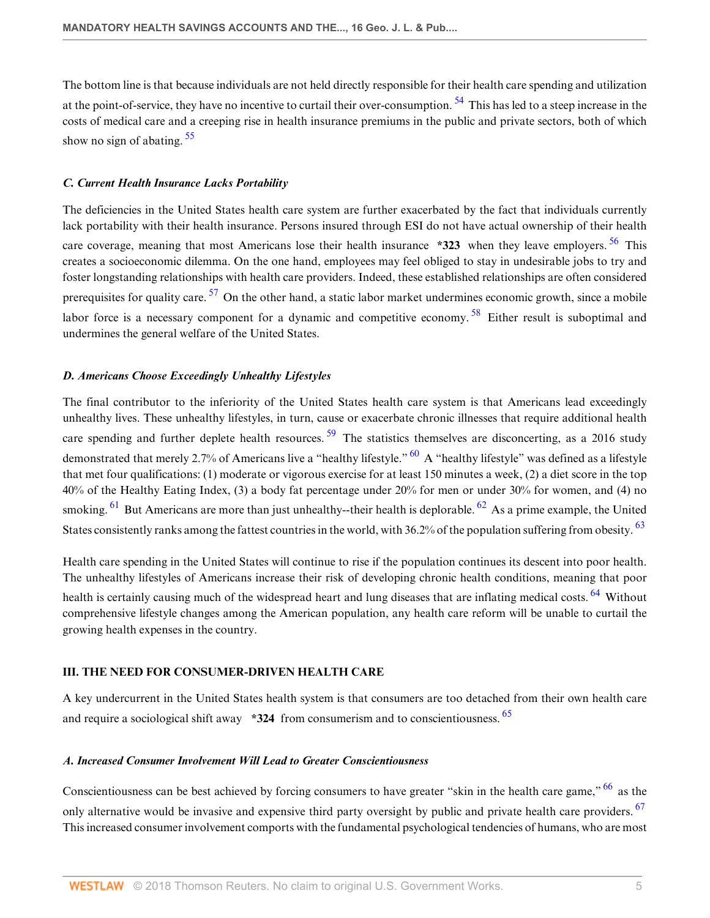The bottom line is that because individuals are not held directly responsible for their health care spending and utilization at the point-of-service, they have no incentive to curtail their over-consumption. [54] This has led to a steep increase in the costs of medical care and a creeping rise in health insurance premiums in the public and private sectors, both of which show no sign of abating. [55]

### *C. Current Health Insurance Lacks Portability*

The deficiencies in the United States health care system are further exacerbated by the fact that individuals currently lack portability with their health insurance. Persons insured through ESI do not have actual ownership of their health care coverage, meaning that most Americans lose their health insurance **\*323** when they leave employers. [56] This creates a socioeconomic dilemma. On the one hand, employees may feel obliged to stay in undesirable jobs to try and foster longstanding relationships with health care providers. Indeed, these established relationships are often considered prerequisites for quality care. [57] On the other hand, a static labor market undermines economic growth, since a mobile labor force is a necessary component for a dynamic and competitive economy. [58] Either result is suboptimal and undermines the general welfare of the United States.

### *D. Americans Choose Exceedingly Unhealthy Lifestyles*

The final contributor to the inferiority of the United States health care system is that Americans lead exceedingly unhealthy lives. These unhealthy lifestyles, in turn, cause or exacerbate chronic illnesses that require additional health care spending and further deplete health resources. [59] The statistics themselves are disconcerting, as a 2016 study demonstrated that merely 2.7% of Americans live a "healthy lifestyle." [60] A "healthy lifestyle" was defined as a lifestyle that met four qualifications: (1) moderate or vigorous exercise for at least 150 minutes a week, (2) a diet score in the top 40% of the Healthy Eating Index, (3) a body fat percentage under 20% for men or under 30% for women, and (4) no smoking. [61] But Americans are more than just unhealthy--their health is deplorable. [62] As a prime example, the United States consistently ranks among the fattest countries in the world, with 36.2% of the population suffering from obesity. [63]

Health care spending in the United States will continue to rise if the population continues its descent into poor health. The unhealthy lifestyles of Americans increase their risk of developing chronic health conditions, meaning that poor health is certainly causing much of the widespread heart and lung diseases that are inflating medical costs. [64] Without comprehensive lifestyle changes among the American population, any health care reform will be unable to curtail the growing health expenses in the country.

## III. THE NEED FOR CONSUMER-DRIVEN HEALTH CARE

A key undercurrent in the United States health system is that consumers are too detached from their own health care and require a sociological shift away **\*324** from consumerism and to conscientiousness. [65]

### *A. Increased Consumer Involvement Will Lead to Greater Conscientiousness*

Conscientiousness can be best achieved by forcing consumers to have greater "skin in the health care game," [66] as the only alternative would be invasive and expensive third party oversight by public and private health care providers. [67] This increased consumer involvement comports with the fundamental psychological tendencies of humans, who are most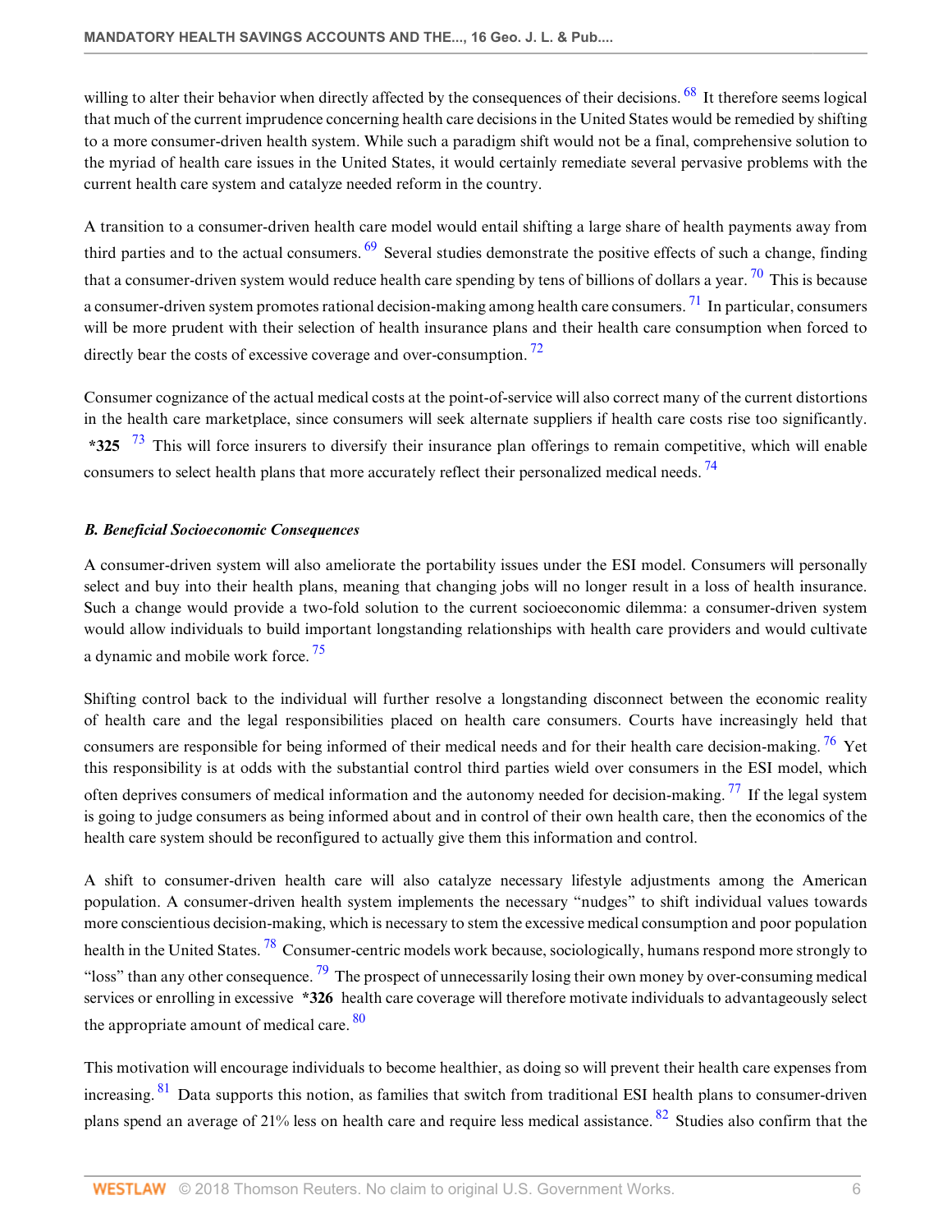willing to alter their behavior when directly affected by the consequences of their decisions. [68] It therefore seems logical that much of the current imprudence concerning health care decisions in the United States would be remedied by shifting to a more consumer-driven health system. While such a paradigm shift would not be a final, comprehensive solution to the myriad of health care issues in the United States, it would certainly remediate several pervasive problems with the current health care system and catalyze needed reform in the country.

A transition to a consumer-driven health care model would entail shifting a large share of health payments away from third parties and to the actual consumers. [69] Several studies demonstrate the positive effects of such a change, finding that a consumer-driven system would reduce health care spending by tens of billions of dollars a year. [70] This is because a consumer-driven system promotes rational decision-making among health care consumers. [71] In particular, consumers will be more prudent with their selection of health insurance plans and their health care consumption when forced to directly bear the costs of excessive coverage and over-consumption. [72]

Consumer cognizance of the actual medical costs at the point-of-service will also correct many of the current distortions in the health care marketplace, since consumers will seek alternate suppliers if health care costs rise too significantly. **\*325** [73] This will force insurers to diversify their insurance plan offerings to remain competitive, which will enable consumers to select health plans that more accurately reflect their personalized medical needs. [74]

### *B. Beneficial Socioeconomic Consequences*

A consumer-driven system will also ameliorate the portability issues under the ESI model. Consumers will personally select and buy into their health plans, meaning that changing jobs will no longer result in a loss of health insurance. Such a change would provide a two-fold solution to the current socioeconomic dilemma: a consumer-driven system would allow individuals to build important longstanding relationships with health care providers and would cultivate a dynamic and mobile work force. [75]

Shifting control back to the individual will further resolve a longstanding disconnect between the economic reality of health care and the legal responsibilities placed on health care consumers. Courts have increasingly held that consumers are responsible for being informed of their medical needs and for their health care decision-making. [76] Yet this responsibility is at odds with the substantial control third parties wield over consumers in the ESI model, which often deprives consumers of medical information and the autonomy needed for decision-making. [77] If the legal system is going to judge consumers as being informed about and in control of their own health care, then the economics of the health care system should be reconfigured to actually give them this information and control.

A shift to consumer-driven health care will also catalyze necessary lifestyle adjustments among the American population. A consumer-driven health system implements the necessary "nudges" to shift individual values towards more conscientious decision-making, which is necessary to stem the excessive medical consumption and poor population health in the United States. [78] Consumer-centric models work because, sociologically, humans respond more strongly to "loss" than any other consequence. [79] The prospect of unnecessarily losing their own money by over-consuming medical services or enrolling in excessive **\*326** health care coverage will therefore motivate individuals to advantageously select the appropriate amount of medical care. [80]

This motivation will encourage individuals to become healthier, as doing so will prevent their health care expenses from increasing. [81] Data supports this notion, as families that switch from traditional ESI health plans to consumer-driven plans spend an average of 21% less on health care and require less medical assistance. [82] Studies also confirm that the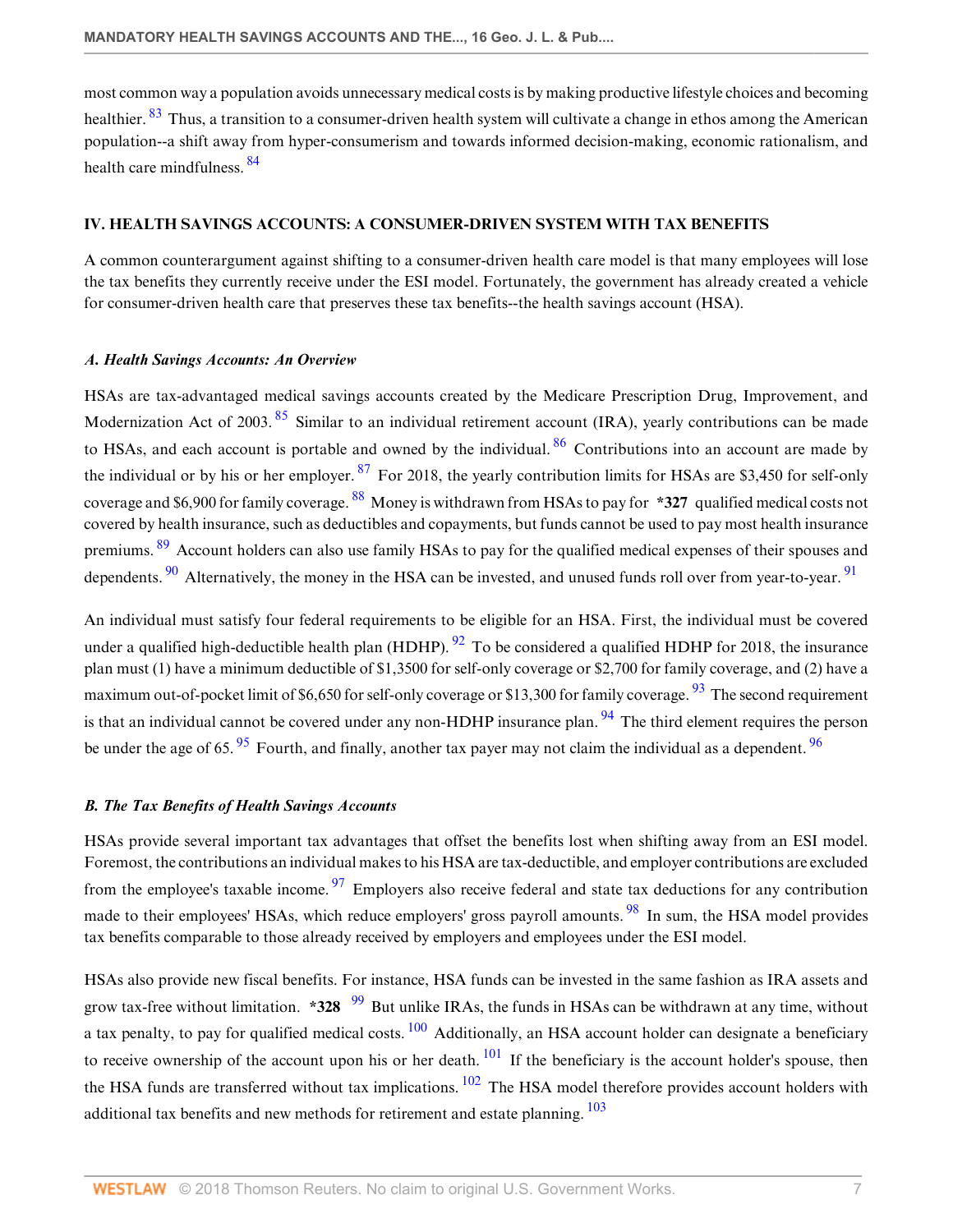most common way a population avoids unnecessary medical costs is by making productive lifestyle choices and becoming healthier. [83] Thus, a transition to a consumer-driven health system will cultivate a change in ethos among the American population--a shift away from hyper-consumerism and towards informed decision-making, economic rationalism, and health care mindfulness. [84]

### IV. HEALTH SAVINGS ACCOUNTS: A CONSUMER-DRIVEN SYSTEM WITH TAX BENEFITS

A common counterargument against shifting to a consumer-driven health care model is that many employees will lose the tax benefits they currently receive under the ESI model. Fortunately, the government has already created a vehicle for consumer-driven health care that preserves these tax benefits--the health savings account (HSA).

#### *A. Health Savings Accounts: An Overview*

HSAs are tax-advantaged medical savings accounts created by the Medicare Prescription Drug, Improvement, and Modernization Act of 2003. [85] Similar to an individual retirement account (IRA), yearly contributions can be made to HSAs, and each account is portable and owned by the individual. [86] Contributions into an account are made by the individual or by his or her employer. [87] For 2018, the yearly contribution limits for HSAs are $3,450 for self-only coverage and $6,900 for family coverage. [88] Money is withdrawn from HSAs to pay for **\*327** qualified medical costs not covered by health insurance, such as deductibles and copayments, but funds cannot be used to pay most health insurance premiums. [89] Account holders can also use family HSAs to pay for the qualified medical expenses of their spouses and dependents. [90] Alternatively, the money in the HSA can be invested, and unused funds roll over from year-to-year. [91]

An individual must satisfy four federal requirements to be eligible for an HSA. First, the individual must be covered under a qualified high-deductible health plan (HDHP). [92] To be considered a qualified HDHP for 2018, the insurance plan must (1) have a minimum deductible of $1,3500 for self-only coverage or $2,700 for family coverage, and (2) have a maximum out-of-pocket limit of $6,650 for self-only coverage or $13,300 for family coverage. [93] The second requirement is that an individual cannot be covered under any non-HDHP insurance plan. [94] The third element requires the person be under the age of 65. [95] Fourth, and finally, another tax payer may not claim the individual as a dependent. [96]

#### *B. The Tax Benefits of Health Savings Accounts*

HSAs provide several important tax advantages that offset the benefits lost when shifting away from an ESI model. Foremost, the contributions an individual makes to his HSA are tax-deductible, and employer contributions are excluded from the employee's taxable income. [97] Employers also receive federal and state tax deductions for any contribution made to their employees' HSAs, which reduce employers' gross payroll amounts. [98] In sum, the HSA model provides tax benefits comparable to those already received by employers and employees under the ESI model.

HSAs also provide new fiscal benefits. For instance, HSA funds can be invested in the same fashion as IRA assets and grow tax-free without limitation. **\*328** [99] But unlike IRAs, the funds in HSAs can be withdrawn at any time, without a tax penalty, to pay for qualified medical costs. [100] Additionally, an HSA account holder can designate a beneficiary to receive ownership of the account upon his or her death. [101] If the beneficiary is the account holder's spouse, then the HSA funds are transferred without tax implications. [102] The HSA model therefore provides account holders with additional tax benefits and new methods for retirement and estate planning. [103]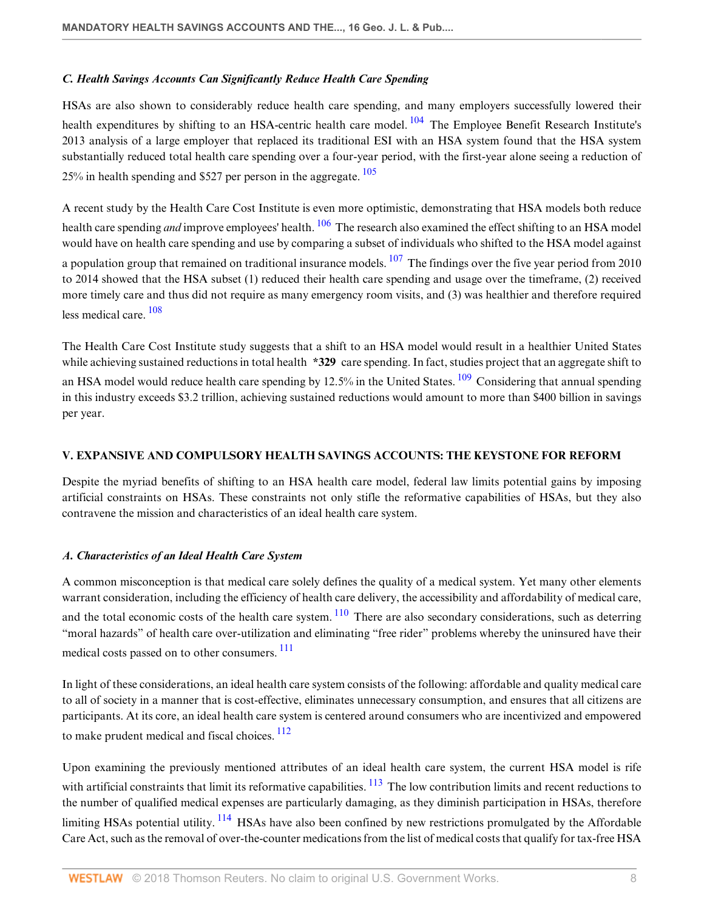### *C. Health Savings Accounts Can Significantly Reduce Health Care Spending*

HSAs are also shown to considerably reduce health care spending, and many employers successfully lowered their health expenditures by shifting to an HSA-centric health care model.[104] The Employee Benefit Research Institute's 2013 analysis of a large employer that replaced its traditional ESI with an HSA system found that the HSA system substantially reduced total health care spending over a four-year period, with the first-year alone seeing a reduction of 25% in health spending and $527 per person in the aggregate.[105]

A recent study by the Health Care Cost Institute is even more optimistic, demonstrating that HSA models both reduce health care spending *and* improve employees' health.[106] The research also examined the effect shifting to an HSA model would have on health care spending and use by comparing a subset of individuals who shifted to the HSA model against a population group that remained on traditional insurance models.[107] The findings over the five year period from 2010 to 2014 showed that the HSA subset (1) reduced their health care spending and usage over the timeframe, (2) received more timely care and thus did not require as many emergency room visits, and (3) was healthier and therefore required less medical care.[108]

The Health Care Cost Institute study suggests that a shift to an HSA model would result in a healthier United States while achieving sustained reductions in total health **\*329** care spending. In fact, studies project that an aggregate shift to an HSA model would reduce health care spending by 12.5% in the United States.[109] Considering that annual spending in this industry exceeds $3.2 trillion, achieving sustained reductions would amount to more than $400 billion in savings per year.

## V. EXPANSIVE AND COMPULSORY HEALTH SAVINGS ACCOUNTS: THE KEYSTONE FOR REFORM

Despite the myriad benefits of shifting to an HSA health care model, federal law limits potential gains by imposing artificial constraints on HSAs. These constraints not only stifle the reformative capabilities of HSAs, but they also contravene the mission and characteristics of an ideal health care system.

### *A. Characteristics of an Ideal Health Care System*

A common misconception is that medical care solely defines the quality of a medical system. Yet many other elements warrant consideration, including the efficiency of health care delivery, the accessibility and affordability of medical care, and the total economic costs of the health care system.[110] There are also secondary considerations, such as deterring "moral hazards" of health care over-utilization and eliminating "free rider" problems whereby the uninsured have their medical costs passed on to other consumers.[111]

In light of these considerations, an ideal health care system consists of the following: affordable and quality medical care to all of society in a manner that is cost-effective, eliminates unnecessary consumption, and ensures that all citizens are participants. At its core, an ideal health care system is centered around consumers who are incentivized and empowered to make prudent medical and fiscal choices.[112]

Upon examining the previously mentioned attributes of an ideal health care system, the current HSA model is rife with artificial constraints that limit its reformative capabilities.[113] The low contribution limits and recent reductions to the number of qualified medical expenses are particularly damaging, as they diminish participation in HSAs, therefore limiting HSAs potential utility.[114] HSAs have also been confined by new restrictions promulgated by the Affordable Care Act, such as the removal of over-the-counter medications from the list of medical costs that qualify for tax-free HSA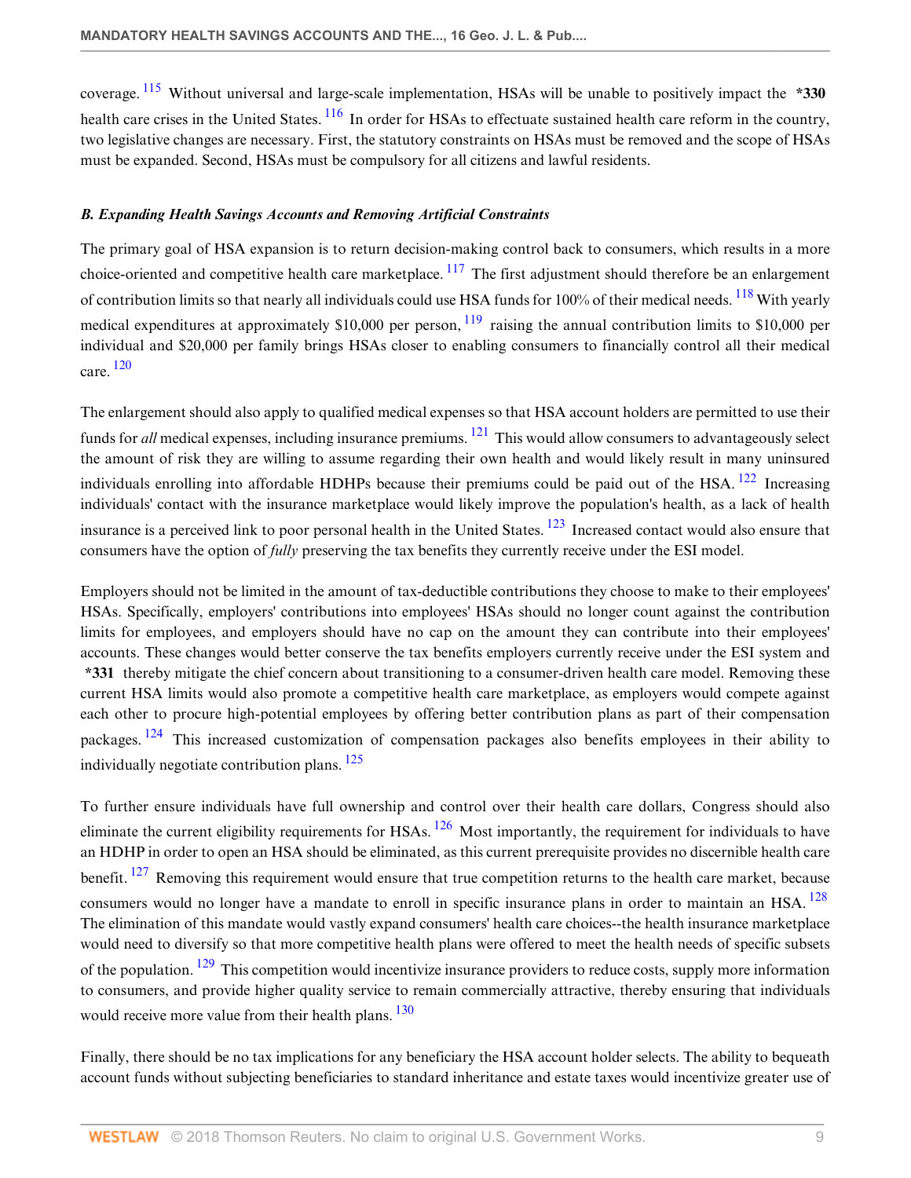coverage.[115] Without universal and large-scale implementation, HSAs will be unable to positively impact the **\*330** health care crises in the United States.[116] In order for HSAs to effectuate sustained health care reform in the country, two legislative changes are necessary. First, the statutory constraints on HSAs must be removed and the scope of HSAs must be expanded. Second, HSAs must be compulsory for all citizens and lawful residents.

### *B. Expanding Health Savings Accounts and Removing Artificial Constraints*

The primary goal of HSA expansion is to return decision-making control back to consumers, which results in a more choice-oriented and competitive health care marketplace.[117] The first adjustment should therefore be an enlargement of contribution limits so that nearly all individuals could use HSA funds for 100% of their medical needs.[118] With yearly medical expenditures at approximately $10,000 per person,[119] raising the annual contribution limits to $10,000 per individual and $20,000 per family brings HSAs closer to enabling consumers to financially control all their medical care.[120]

The enlargement should also apply to qualified medical expenses so that HSA account holders are permitted to use their funds for *all* medical expenses, including insurance premiums.[121] This would allow consumers to advantageously select the amount of risk they are willing to assume regarding their own health and would likely result in many uninsured individuals enrolling into affordable HDHPs because their premiums could be paid out of the HSA.[122] Increasing individuals' contact with the insurance marketplace would likely improve the population's health, as a lack of health insurance is a perceived link to poor personal health in the United States.[123] Increased contact would also ensure that consumers have the option of *fully* preserving the tax benefits they currently receive under the ESI model.

Employers should not be limited in the amount of tax-deductible contributions they choose to make to their employees' HSAs. Specifically, employers' contributions into employees' HSAs should no longer count against the contribution limits for employees, and employers should have no cap on the amount they can contribute into their employees' accounts. These changes would better conserve the tax benefits employers currently receive under the ESI system and **\*331** thereby mitigate the chief concern about transitioning to a consumer-driven health care model. Removing these current HSA limits would also promote a competitive health care marketplace, as employers would compete against each other to procure high-potential employees by offering better contribution plans as part of their compensation packages.[124] This increased customization of compensation packages also benefits employees in their ability to individually negotiate contribution plans.[125]

To further ensure individuals have full ownership and control over their health care dollars, Congress should also eliminate the current eligibility requirements for HSAs.[126] Most importantly, the requirement for individuals to have an HDHP in order to open an HSA should be eliminated, as this current prerequisite provides no discernible health care benefit.[127] Removing this requirement would ensure that true competition returns to the health care market, because consumers would no longer have a mandate to enroll in specific insurance plans in order to maintain an HSA.[128] The elimination of this mandate would vastly expand consumers' health care choices--the health insurance marketplace would need to diversify so that more competitive health plans were offered to meet the health needs of specific subsets of the population.[129] This competition would incentivize insurance providers to reduce costs, supply more information to consumers, and provide higher quality service to remain commercially attractive, thereby ensuring that individuals would receive more value from their health plans.[130]

Finally, there should be no tax implications for any beneficiary the HSA account holder selects. The ability to bequeath account funds without subjecting beneficiaries to standard inheritance and estate taxes would incentivize greater use of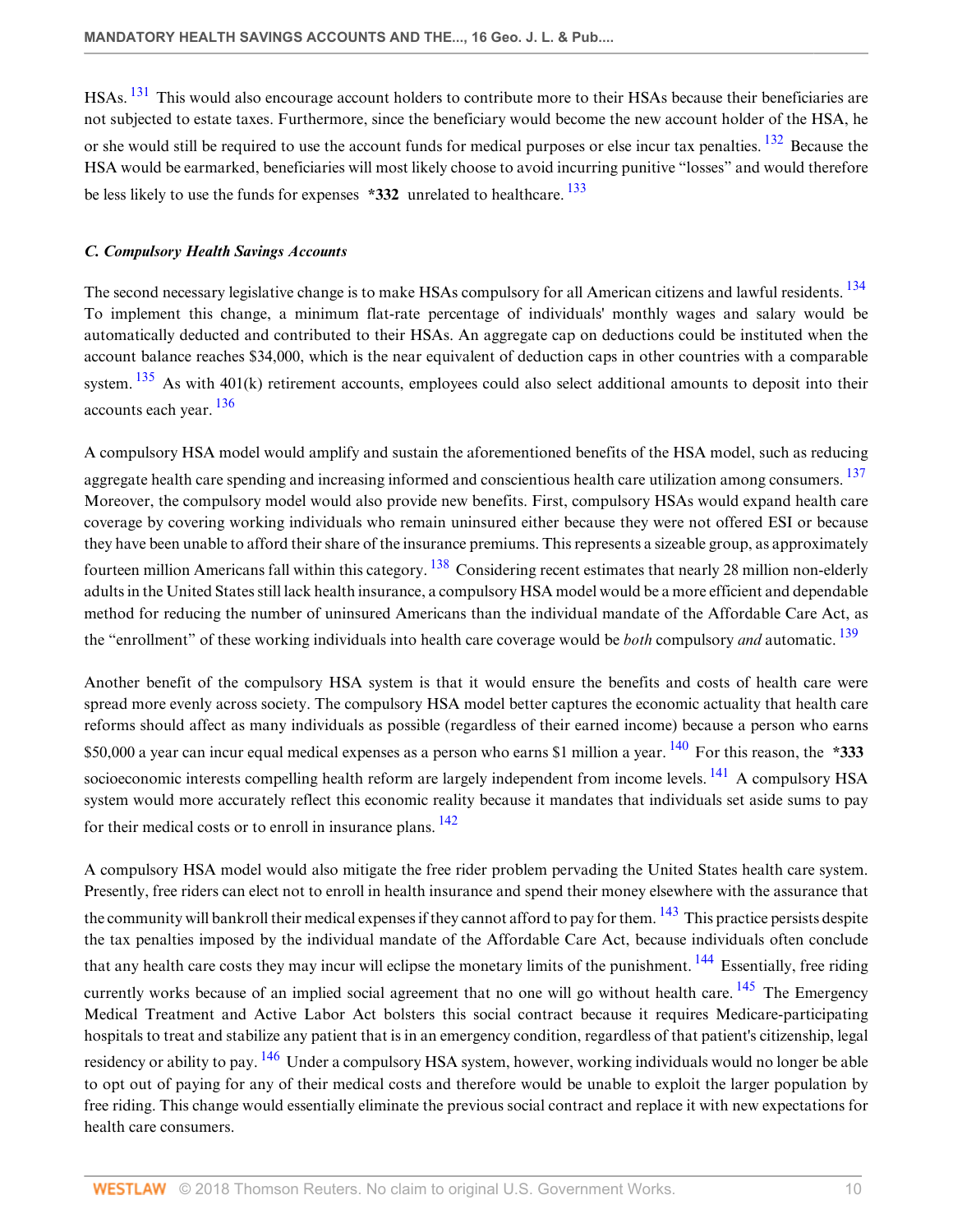HSAs.[131] This would also encourage account holders to contribute more to their HSAs because their beneficiaries are not subjected to estate taxes. Furthermore, since the beneficiary would become the new account holder of the HSA, he or she would still be required to use the account funds for medical purposes or else incur tax penalties.[132] Because the HSA would be earmarked, beneficiaries will most likely choose to avoid incurring punitive "losses" and would therefore be less likely to use the funds for expenses **\*332** unrelated to healthcare.[133]

### *C. Compulsory Health Savings Accounts*

The second necessary legislative change is to make HSAs compulsory for all American citizens and lawful residents.[134] To implement this change, a minimum flat-rate percentage of individuals' monthly wages and salary would be automatically deducted and contributed to their HSAs. An aggregate cap on deductions could be instituted when the account balance reaches $34,000, which is the near equivalent of deduction caps in other countries with a comparable system.[135] As with 401(k) retirement accounts, employees could also select additional amounts to deposit into their accounts each year.[136]

A compulsory HSA model would amplify and sustain the aforementioned benefits of the HSA model, such as reducing aggregate health care spending and increasing informed and conscientious health care utilization among consumers.[137] Moreover, the compulsory model would also provide new benefits. First, compulsory HSAs would expand health care coverage by covering working individuals who remain uninsured either because they were not offered ESI or because they have been unable to afford their share of the insurance premiums. This represents a sizeable group, as approximately fourteen million Americans fall within this category.[138] Considering recent estimates that nearly 28 million non-elderly adults in the United States still lack health insurance, a compulsory HSA model would be a more efficient and dependable method for reducing the number of uninsured Americans than the individual mandate of the Affordable Care Act, as the "enrollment" of these working individuals into health care coverage would be *both* compulsory *and* automatic.[139]

Another benefit of the compulsory HSA system is that it would ensure the benefits and costs of health care were spread more evenly across society. The compulsory HSA model better captures the economic actuality that health care reforms should affect as many individuals as possible (regardless of their earned income) because a person who earns $50,000 a year can incur equal medical expenses as a person who earns $1 million a year.[140] For this reason, the **\*333** socioeconomic interests compelling health reform are largely independent from income levels.[141] A compulsory HSA system would more accurately reflect this economic reality because it mandates that individuals set aside sums to pay for their medical costs or to enroll in insurance plans.[142]

A compulsory HSA model would also mitigate the free rider problem pervading the United States health care system. Presently, free riders can elect not to enroll in health insurance and spend their money elsewhere with the assurance that the community will bankroll their medical expenses if they cannot afford to pay for them.[143] This practice persists despite the tax penalties imposed by the individual mandate of the Affordable Care Act, because individuals often conclude that any health care costs they may incur will eclipse the monetary limits of the punishment.[144] Essentially, free riding currently works because of an implied social agreement that no one will go without health care.[145] The Emergency Medical Treatment and Active Labor Act bolsters this social contract because it requires Medicare-participating hospitals to treat and stabilize any patient that is in an emergency condition, regardless of that patient's citizenship, legal residency or ability to pay.[146] Under a compulsory HSA system, however, working individuals would no longer be able to opt out of paying for any of their medical costs and therefore would be unable to exploit the larger population by free riding. This change would essentially eliminate the previous social contract and replace it with new expectations for health care consumers.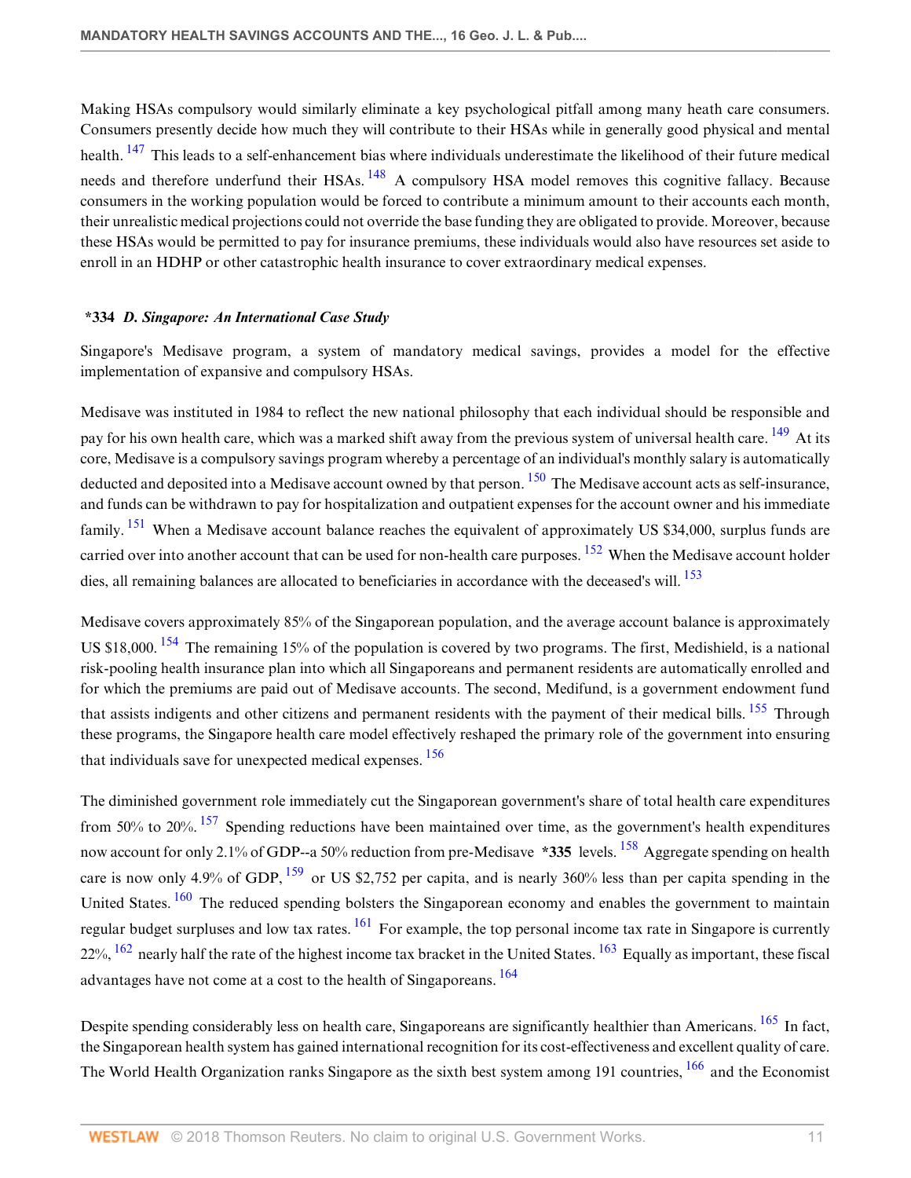Making HSAs compulsory would similarly eliminate a key psychological pitfall among many heath care consumers. Consumers presently decide how much they will contribute to their HSAs while in generally good physical and mental health. [147] This leads to a self-enhancement bias where individuals underestimate the likelihood of their future medical needs and therefore underfund their HSAs. [148] A compulsory HSA model removes this cognitive fallacy. Because consumers in the working population would be forced to contribute a minimum amount to their accounts each month, their unrealistic medical projections could not override the base funding they are obligated to provide. Moreover, because these HSAs would be permitted to pay for insurance premiums, these individuals would also have resources set aside to enroll in an HDHP or other catastrophic health insurance to cover extraordinary medical expenses.

### *334 *D. Singapore: An International Case Study*

Singapore's Medisave program, a system of mandatory medical savings, provides a model for the effective implementation of expansive and compulsory HSAs.

Medisave was instituted in 1984 to reflect the new national philosophy that each individual should be responsible and pay for his own health care, which was a marked shift away from the previous system of universal health care. [149] At its core, Medisave is a compulsory savings program whereby a percentage of an individual's monthly salary is automatically deducted and deposited into a Medisave account owned by that person. [150] The Medisave account acts as self-insurance, and funds can be withdrawn to pay for hospitalization and outpatient expenses for the account owner and his immediate family. [151] When a Medisave account balance reaches the equivalent of approximately US $34,000, surplus funds are carried over into another account that can be used for non-health care purposes. [152] When the Medisave account holder dies, all remaining balances are allocated to beneficiaries in accordance with the deceased's will. [153]

Medisave covers approximately 85% of the Singaporean population, and the average account balance is approximately US $18,000. [154] The remaining 15% of the population is covered by two programs. The first, Medishield, is a national risk-pooling health insurance plan into which all Singaporeans and permanent residents are automatically enrolled and for which the premiums are paid out of Medisave accounts. The second, Medifund, is a government endowment fund that assists indigents and other citizens and permanent residents with the payment of their medical bills. [155] Through these programs, the Singapore health care model effectively reshaped the primary role of the government into ensuring that individuals save for unexpected medical expenses. [156]

The diminished government role immediately cut the Singaporean government's share of total health care expenditures from 50% to 20%. [157] Spending reductions have been maintained over time, as the government's health expenditures now account for only 2.1% of GDP--a 50% reduction from pre-Medisave **\*335** levels. [158] Aggregate spending on health care is now only 4.9% of GDP, [159] or US $2,752 per capita, and is nearly 360% less than per capita spending in the United States. [160] The reduced spending bolsters the Singaporean economy and enables the government to maintain regular budget surpluses and low tax rates. [161] For example, the top personal income tax rate in Singapore is currently 22%, [162] nearly half the rate of the highest income tax bracket in the United States. [163] Equally as important, these fiscal advantages have not come at a cost to the health of Singaporeans. [164]

Despite spending considerably less on health care, Singaporeans are significantly healthier than Americans. [165] In fact, the Singaporean health system has gained international recognition for its cost-effectiveness and excellent quality of care. The World Health Organization ranks Singapore as the sixth best system among 191 countries, [166] and the Economist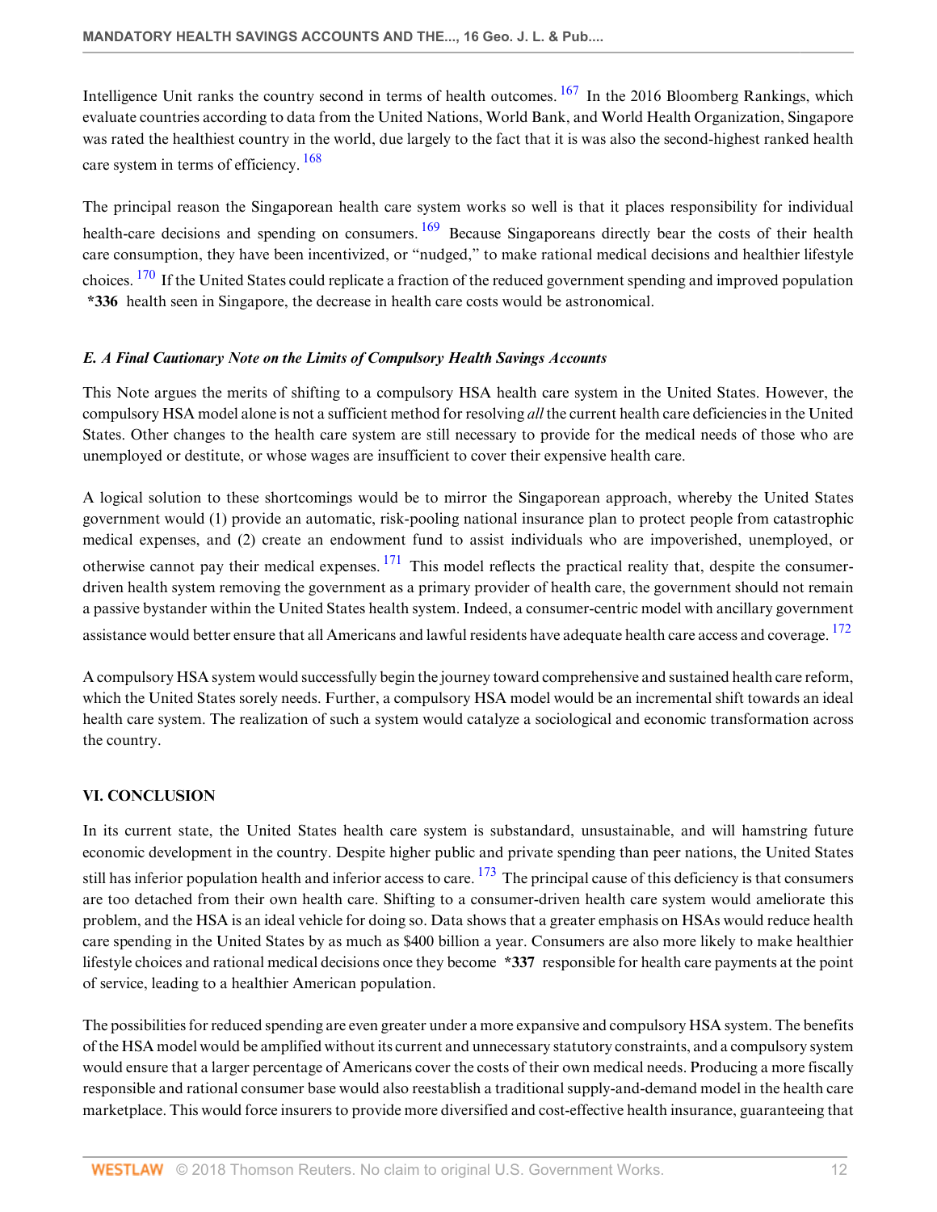Intelligence Unit ranks the country second in terms of health outcomes.[167] In the 2016 Bloomberg Rankings, which evaluate countries according to data from the United Nations, World Bank, and World Health Organization, Singapore was rated the healthiest country in the world, due largely to the fact that it is was also the second-highest ranked health care system in terms of efficiency.[168]

The principal reason the Singaporean health care system works so well is that it places responsibility for individual health-care decisions and spending on consumers.[169] Because Singaporeans directly bear the costs of their health care consumption, they have been incentivized, or "nudged," to make rational medical decisions and healthier lifestyle choices.[170] If the United States could replicate a fraction of the reduced government spending and improved population *336 health seen in Singapore, the decrease in health care costs would be astronomical.

### *E. A Final Cautionary Note on the Limits of Compulsory Health Savings Accounts*

This Note argues the merits of shifting to a compulsory HSA health care system in the United States. However, the compulsory HSA model alone is not a sufficient method for resolving *all* the current health care deficiencies in the United States. Other changes to the health care system are still necessary to provide for the medical needs of those who are unemployed or destitute, or whose wages are insufficient to cover their expensive health care.

A logical solution to these shortcomings would be to mirror the Singaporean approach, whereby the United States government would (1) provide an automatic, risk-pooling national insurance plan to protect people from catastrophic medical expenses, and (2) create an endowment fund to assist individuals who are impoverished, unemployed, or otherwise cannot pay their medical expenses.[171] This model reflects the practical reality that, despite the consumer-driven health system removing the government as a primary provider of health care, the government should not remain a passive bystander within the United States health system. Indeed, a consumer-centric model with ancillary government assistance would better ensure that all Americans and lawful residents have adequate health care access and coverage.[172]

A compulsory HSA system would successfully begin the journey toward comprehensive and sustained health care reform, which the United States sorely needs. Further, a compulsory HSA model would be an incremental shift towards an ideal health care system. The realization of such a system would catalyze a sociological and economic transformation across the country.

## VI. CONCLUSION

In its current state, the United States health care system is substandard, unsustainable, and will hamstring future economic development in the country. Despite higher public and private spending than peer nations, the United States still has inferior population health and inferior access to care.[173] The principal cause of this deficiency is that consumers are too detached from their own health care. Shifting to a consumer-driven health care system would ameliorate this problem, and the HSA is an ideal vehicle for doing so. Data shows that a greater emphasis on HSAs would reduce health care spending in the United States by as much as $400 billion a year. Consumers are also more likely to make healthier lifestyle choices and rational medical decisions once they become *337 responsible for health care payments at the point of service, leading to a healthier American population.

The possibilities for reduced spending are even greater under a more expansive and compulsory HSA system. The benefits of the HSA model would be amplified without its current and unnecessary statutory constraints, and a compulsory system would ensure that a larger percentage of Americans cover the costs of their own medical needs. Producing a more fiscally responsible and rational consumer base would also reestablish a traditional supply-and-demand model in the health care marketplace. This would force insurers to provide more diversified and cost-effective health insurance, guaranteeing that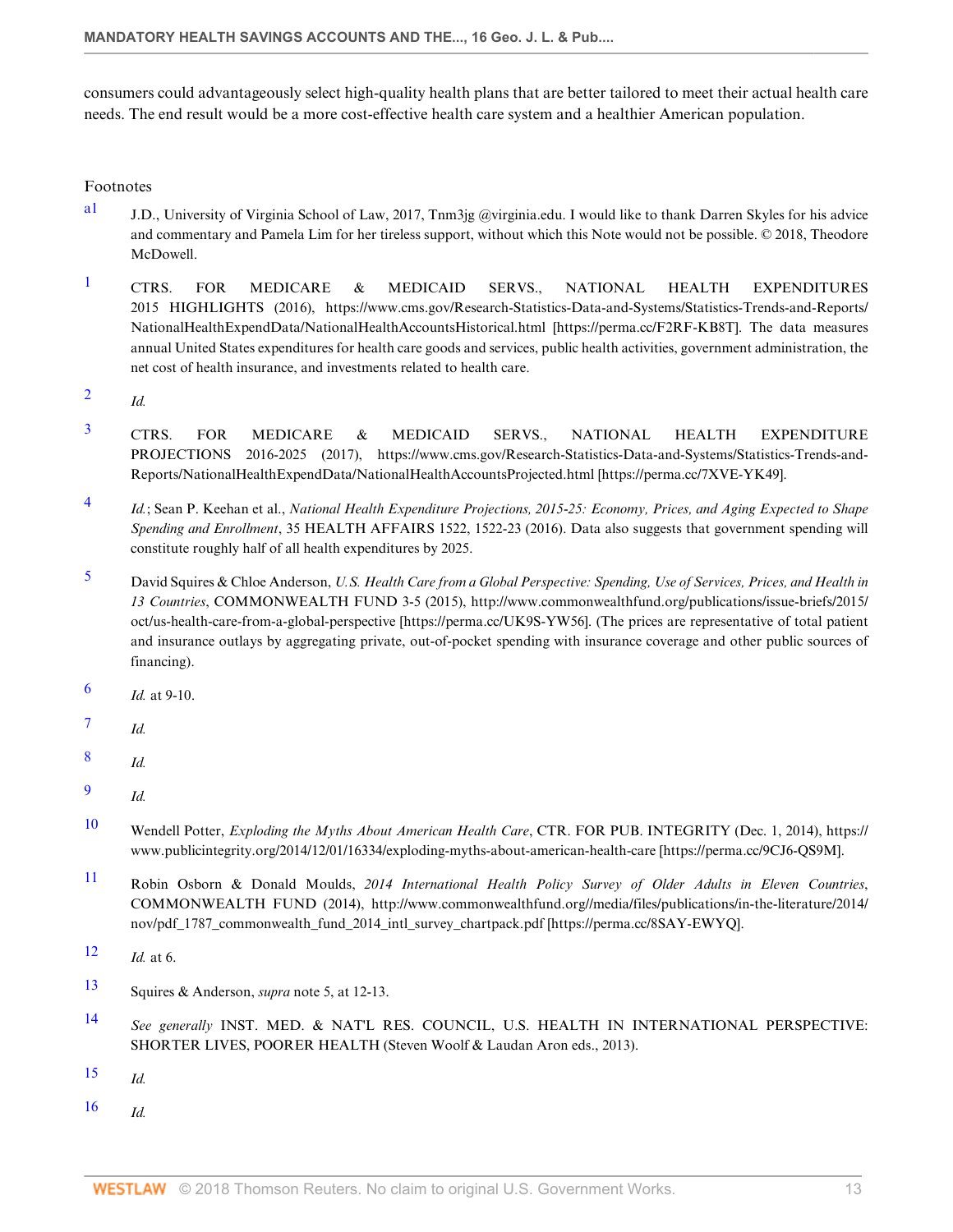consumers could advantageously select high-quality health plans that are better tailored to meet their actual health care needs. The end result would be a more cost-effective health care system and a healthier American population.

## Footnotes

a1 J.D., University of Virginia School of Law, 2017, Tnm3jg @virginia.edu. I would like to thank Darren Skyles for his advice and commentary and Pamela Lim for her tireless support, without which this Note would not be possible. © 2018, Theodore McDowell.

1 CTRS. FOR MEDICARE & MEDICAID SERVS., NATIONAL HEALTH EXPENDITURES 2015 HIGHLIGHTS (2016), https://www.cms.gov/Research-Statistics-Data-and-Systems/Statistics-Trends-and-Reports/NationalHealthExpendData/NationalHealthAccountsHistorical.html [https://perma.cc/F2RF-KB8T]. The data measures annual United States expenditures for health care goods and services, public health activities, government administration, the net cost of health insurance, and investments related to health care.

2 *Id.*

3 CTRS. FOR MEDICARE & MEDICAID SERVS., NATIONAL HEALTH EXPENDITURE PROJECTIONS 2016-2025 (2017), https://www.cms.gov/Research-Statistics-Data-and-Systems/Statistics-Trends-and-Reports/NationalHealthExpendData/NationalHealthAccountsProjected.html [https://perma.cc/7XVE-YK49].

4 *Id.*; Sean P. Keehan et al., *National Health Expenditure Projections, 2015-25: Economy, Prices, and Aging Expected to Shape Spending and Enrollment*, 35 HEALTH AFFAIRS 1522, 1522-23 (2016). Data also suggests that government spending will constitute roughly half of all health expenditures by 2025.

5 David Squires & Chloe Anderson, *U.S. Health Care from a Global Perspective: Spending, Use of Services, Prices, and Health in 13 Countries*, COMMONWEALTH FUND 3-5 (2015), http://www.commonwealthfund.org/publications/issue-briefs/2015/oct/us-health-care-from-a-global-perspective [https://perma.cc/UK9S-YW56]. (The prices are representative of total patient and insurance outlays by aggregating private, out-of-pocket spending with insurance coverage and other public sources of financing).

6 *Id.* at 9-10.

7 *Id.*

8 *Id.*

9 *Id.*

10 Wendell Potter, *Exploding the Myths About American Health Care*, CTR. FOR PUB. INTEGRITY (Dec. 1, 2014), https://www.publicintegrity.org/2014/12/01/16334/exploding-myths-about-american-health-care [https://perma.cc/9CJ6-QS9M].

11 Robin Osborn & Donald Moulds, *2014 International Health Policy Survey of Older Adults in Eleven Countries*, COMMONWEALTH FUND (2014), http://www.commonwealthfund.org//media/files/publications/in-the-literature/2014/nov/pdf_1787_commonwealth_fund_2014_intl_survey_chartpack.pdf [https://perma.cc/8SAY-EWYQ].

12 *Id.* at 6.

13 Squires & Anderson, *supra* note 5, at 12-13.

14 *See generally* INST. MED. & NAT'L RES. COUNCIL, U.S. HEALTH IN INTERNATIONAL PERSPECTIVE: SHORTER LIVES, POORER HEALTH (Steven Woolf & Laudan Aron eds., 2013).

15 *Id.*

16 *Id.*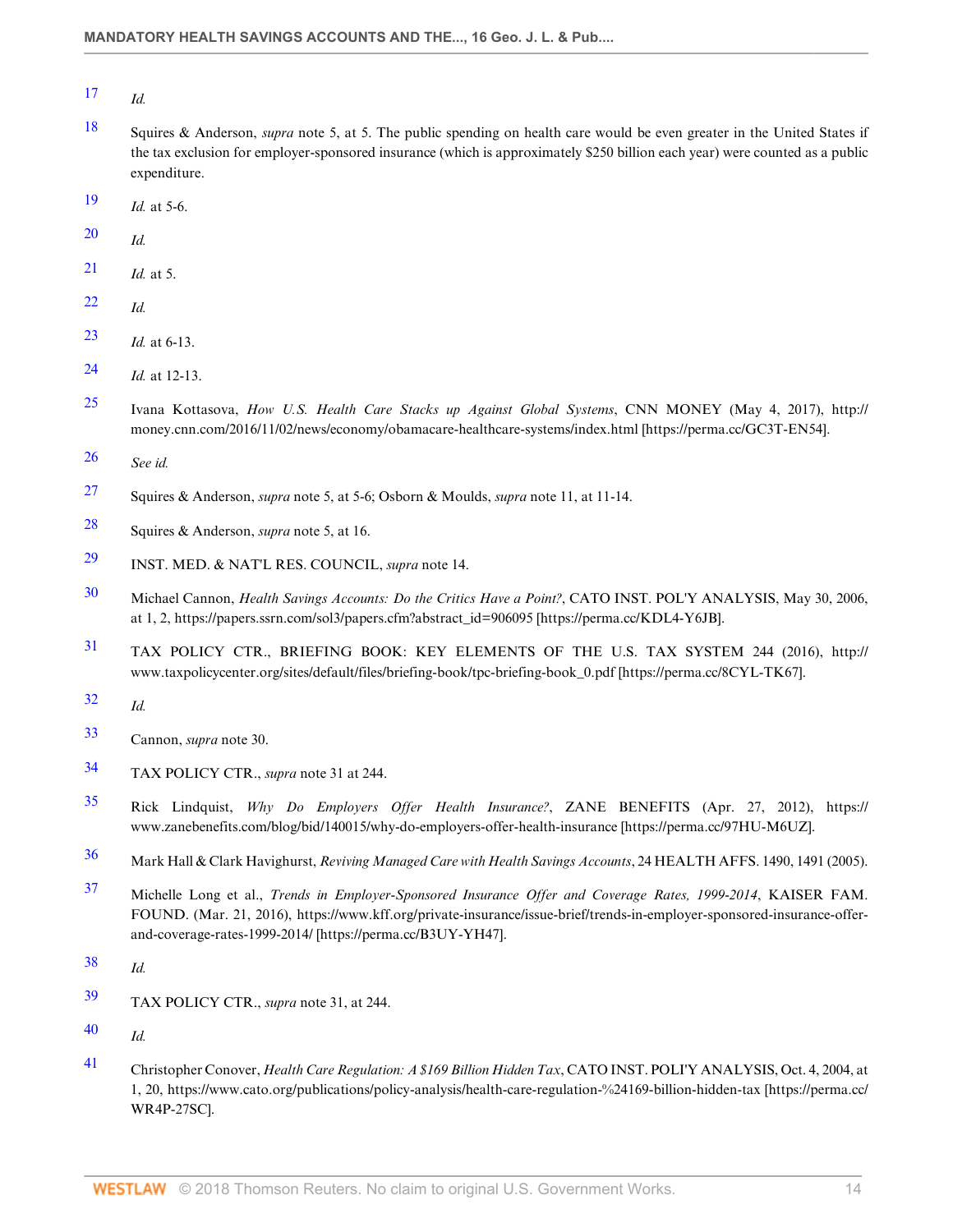17 *Id.*

18 Squires & Anderson, *supra* note 5, at 5. The public spending on health care would be even greater in the United States if the tax exclusion for employer-sponsored insurance (which is approximately $250 billion each year) were counted as a public expenditure.

19 *Id.* at 5-6.

20 *Id.*

21 *Id.* at 5.

22 *Id.*

23 *Id.* at 6-13.

24 *Id.* at 12-13.

25 Ivana Kottasova, *How U.S. Health Care Stacks up Against Global Systems*, CNN MONEY (May 4, 2017), http://money.cnn.com/2016/11/02/news/economy/obamacare-healthcare-systems/index.html [https://perma.cc/GC3T-EN54].

26 *See id.*

27 Squires & Anderson, *supra* note 5, at 5-6; Osborn & Moulds, *supra* note 11, at 11-14.

28 Squires & Anderson, *supra* note 5, at 16.

29 INST. MED. & NAT'L RES. COUNCIL, *supra* note 14.

30 Michael Cannon, *Health Savings Accounts: Do the Critics Have a Point?*, CATO INST. POL'Y ANALYSIS, May 30, 2006, at 1, 2, https://papers.ssrn.com/sol3/papers.cfm?abstract_id=906095 [https://perma.cc/KDL4-Y6JB].

31 TAX POLICY CTR., BRIEFING BOOK: KEY ELEMENTS OF THE U.S. TAX SYSTEM 244 (2016), http://www.taxpolicycenter.org/sites/default/files/briefing-book/tpc-briefing-book_0.pdf [https://perma.cc/8CYL-TK67].

32 *Id.*

33 Cannon, *supra* note 30.

34 TAX POLICY CTR., *supra* note 31 at 244.

35 Rick Lindquist, *Why Do Employers Offer Health Insurance?*, ZANE BENEFITS (Apr. 27, 2012), https://www.zanebenefits.com/blog/bid/140015/why-do-employers-offer-health-insurance [https://perma.cc/97HU-M6UZ].

36 Mark Hall & Clark Havighurst, *Reviving Managed Care with Health Savings Accounts*, 24 HEALTH AFFS. 1490, 1491 (2005).

37 Michelle Long et al., *Trends in Employer-Sponsored Insurance Offer and Coverage Rates, 1999-2014*, KAISER FAM. FOUND. (Mar. 21, 2016), https://www.kff.org/private-insurance/issue-brief/trends-in-employer-sponsored-insurance-offer-and-coverage-rates-1999-2014/ [https://perma.cc/B3UY-YH47].

38 *Id.*

39 TAX POLICY CTR., *supra* note 31, at 244.

40 *Id.*

41 Christopher Conover, *Health Care Regulation: A $169 Billion Hidden Tax*, CATO INST. POLI'Y ANALYSIS, Oct. 4, 2004, at 1, 20, https://www.cato.org/publications/policy-analysis/health-care-regulation-%24169-billion-hidden-tax [https://perma.cc/WR4P-27SC].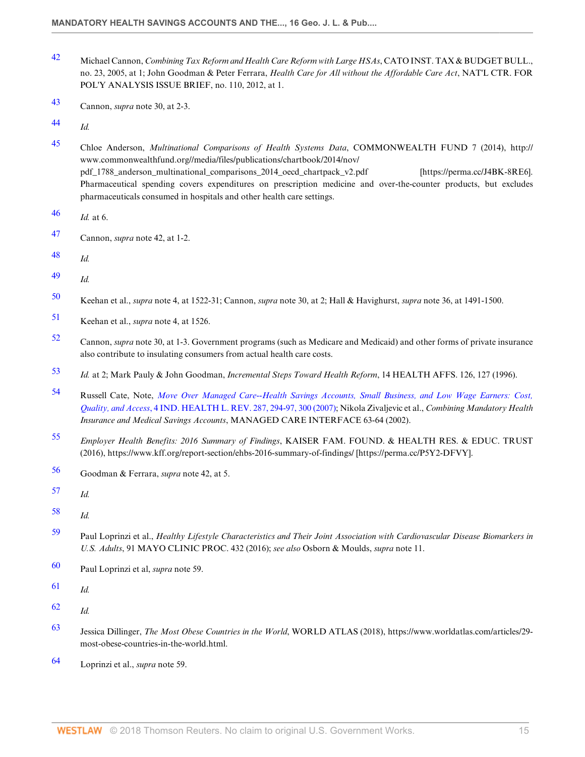42 Michael Cannon, *Combining Tax Reform and Health Care Reform with Large HSAs*, CATO INST. TAX & BUDGET BULL., no. 23, 2005, at 1; John Goodman & Peter Ferrara, *Health Care for All without the Affordable Care Act*, NAT'L CTR. FOR POL'Y ANALYSIS ISSUE BRIEF, no. 110, 2012, at 1.

43 Cannon, *supra* note 30, at 2-3.

44 *Id.*

45 Chloe Anderson, *Multinational Comparisons of Health Systems Data*, COMMONWEALTH FUND 7 (2014), http://www.commonwealthfund.org//media/files/publications/chartbook/2014/nov/pdf_1788_anderson_multinational_comparisons_2014_oecd_chartpack_v2.pdf [https://perma.cc/J4BK-8RE6]. Pharmaceutical spending covers expenditures on prescription medicine and over-the-counter products, but excludes pharmaceuticals consumed in hospitals and other health care settings.

46 *Id.* at 6.

47 Cannon, *supra* note 42, at 1-2.

48 *Id.*

49 *Id.*

50 Keehan et al., *supra* note 4, at 1522-31; Cannon, *supra* note 30, at 2; Hall & Havighurst, *supra* note 36, at 1491-1500.

51 Keehan et al., *supra* note 4, at 1526.

52 Cannon, *supra* note 30, at 1-3. Government programs (such as Medicare and Medicaid) and other forms of private insurance also contribute to insulating consumers from actual health care costs.

53 *Id.* at 2; Mark Pauly & John Goodman, *Incremental Steps Toward Health Reform*, 14 HEALTH AFFS. 126, 127 (1996).

54 Russell Cate, Note, *Move Over Managed Care--Health Savings Accounts, Small Business, and Low Wage Earners: Cost, Quality, and Access*, 4 IND. HEALTH L. REV. 287, 294-97, 300 (2007); Nikola Zivaljevic et al., *Combining Mandatory Health Insurance and Medical Savings Accounts*, MANAGED CARE INTERFACE 63-64 (2002).

55 *Employer Health Benefits: 2016 Summary of Findings*, KAISER FAM. FOUND. & HEALTH RES. & EDUC. TRUST (2016), https://www.kff.org/report-section/ehbs-2016-summary-of-findings/ [https://perma.cc/P5Y2-DFVY].

56 Goodman & Ferrara, *supra* note 42, at 5.

57 *Id.*

58 *Id.*

59 Paul Loprinzi et al., *Healthy Lifestyle Characteristics and Their Joint Association with Cardiovascular Disease Biomarkers in U.S. Adults*, 91 MAYO CLINIC PROC. 432 (2016); *see also* Osborn & Moulds, *supra* note 11.

60 Paul Loprinzi et al, *supra* note 59.

61 *Id.*

62 *Id.*

63 Jessica Dillinger, *The Most Obese Countries in the World*, WORLD ATLAS (2018), https://www.worldatlas.com/articles/29-most-obese-countries-in-the-world.html.

64 Loprinzi et al., *supra* note 59.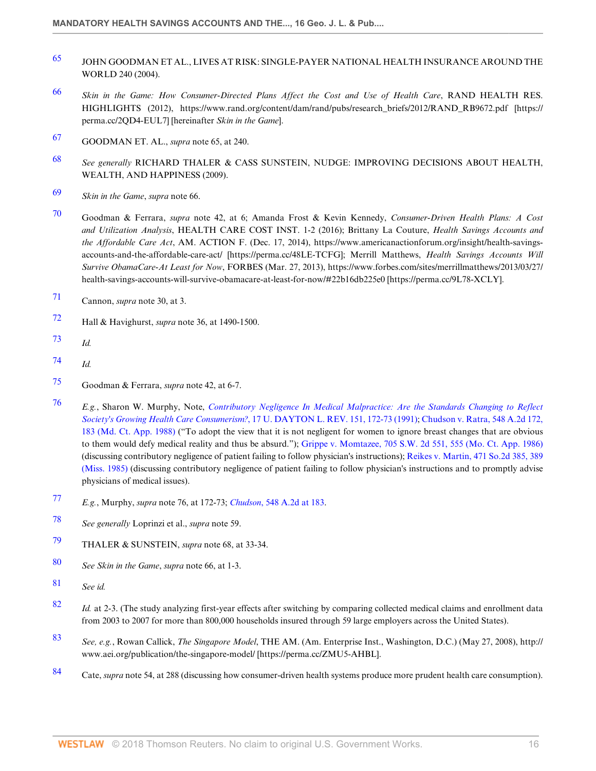65 JOHN GOODMAN ET AL., LIVES AT RISK: SINGLE-PAYER NATIONAL HEALTH INSURANCE AROUND THE WORLD 240 (2004).

66 *Skin in the Game: How Consumer-Directed Plans Affect the Cost and Use of Health Care*, RAND HEALTH RES. HIGHLIGHTS (2012), https://www.rand.org/content/dam/rand/pubs/research_briefs/2012/RAND_RB9672.pdf [https://perma.cc/2QD4-EUL7] [hereinafter *Skin in the Game*].

67 GOODMAN ET. AL., *supra* note 65, at 240.

68 *See generally* RICHARD THALER & CASS SUNSTEIN, NUDGE: IMPROVING DECISIONS ABOUT HEALTH, WEALTH, AND HAPPINESS (2009).

69 *Skin in the Game*, *supra* note 66.

70 Goodman & Ferrara, *supra* note 42, at 6; Amanda Frost & Kevin Kennedy, *Consumer-Driven Health Plans: A Cost and Utilization Analysis*, HEALTH CARE COST INST. 1-2 (2016); Brittany La Couture, *Health Savings Accounts and the Affordable Care Act*, AM. ACTION F. (Dec. 17, 2014), https://www.americanactionforum.org/insight/health-savings-accounts-and-the-affordable-care-act/ [https://perma.cc/48LE-TCFG]; Merrill Matthews, *Health Savings Accounts Will Survive ObamaCare-At Least for Now*, FORBES (Mar. 27, 2013), https://www.forbes.com/sites/merrillmatthews/2013/03/27/health-savings-accounts-will-survive-obamacare-at-least-for-now/#22b16db225e0 [https://perma.cc/9L78-XCLY].

71 Cannon, *supra* note 30, at 3.

72 Hall & Havighurst, *supra* note 36, at 1490-1500.

73 *Id.*

74 *Id.*

75 Goodman & Ferrara, *supra* note 42, at 6-7.

76 *E.g.*, Sharon W. Murphy, Note, *Contributory Negligence In Medical Malpractice: Are the Standards Changing to Reflect Society's Growing Health Care Consumerism?*, 17 U. DAYTON L. REV. 151, 172-73 (1991); Chudson v. Ratra, 548 A.2d 172, 183 (Md. Ct. App. 1988) ("To adopt the view that it is not negligent for women to ignore breast changes that are obvious to them would defy medical reality and thus be absurd."); Grippe v. Momtazee, 705 S.W. 2d 551, 555 (Mo. Ct. App. 1986) (discussing contributory negligence of patient failing to follow physician's instructions); Reikes v. Martin, 471 So.2d 385, 389 (Miss. 1985) (discussing contributory negligence of patient failing to follow physician's instructions and to promptly advise physicians of medical issues).

77 *E.g.*, Murphy, *supra* note 76, at 172-73; *Chudson*, 548 A.2d at 183.

78 *See generally* Loprinzi et al., *supra* note 59.

79 THALER & SUNSTEIN, *supra* note 68, at 33-34.

80 *See Skin in the Game*, *supra* note 66, at 1-3.

81 *See id.*

82 *Id.* at 2-3. (The study analyzing first-year effects after switching by comparing collected medical claims and enrollment data from 2003 to 2007 for more than 800,000 households insured through 59 large employers across the United States).

83 *See, e.g.*, Rowan Callick, *The Singapore Model*, THE AM. (Am. Enterprise Inst., Washington, D.C.) (May 27, 2008), http://www.aei.org/publication/the-singapore-model/ [https://perma.cc/ZMU5-AHBL].

84 Cate, *supra* note 54, at 288 (discussing how consumer-driven health systems produce more prudent health care consumption).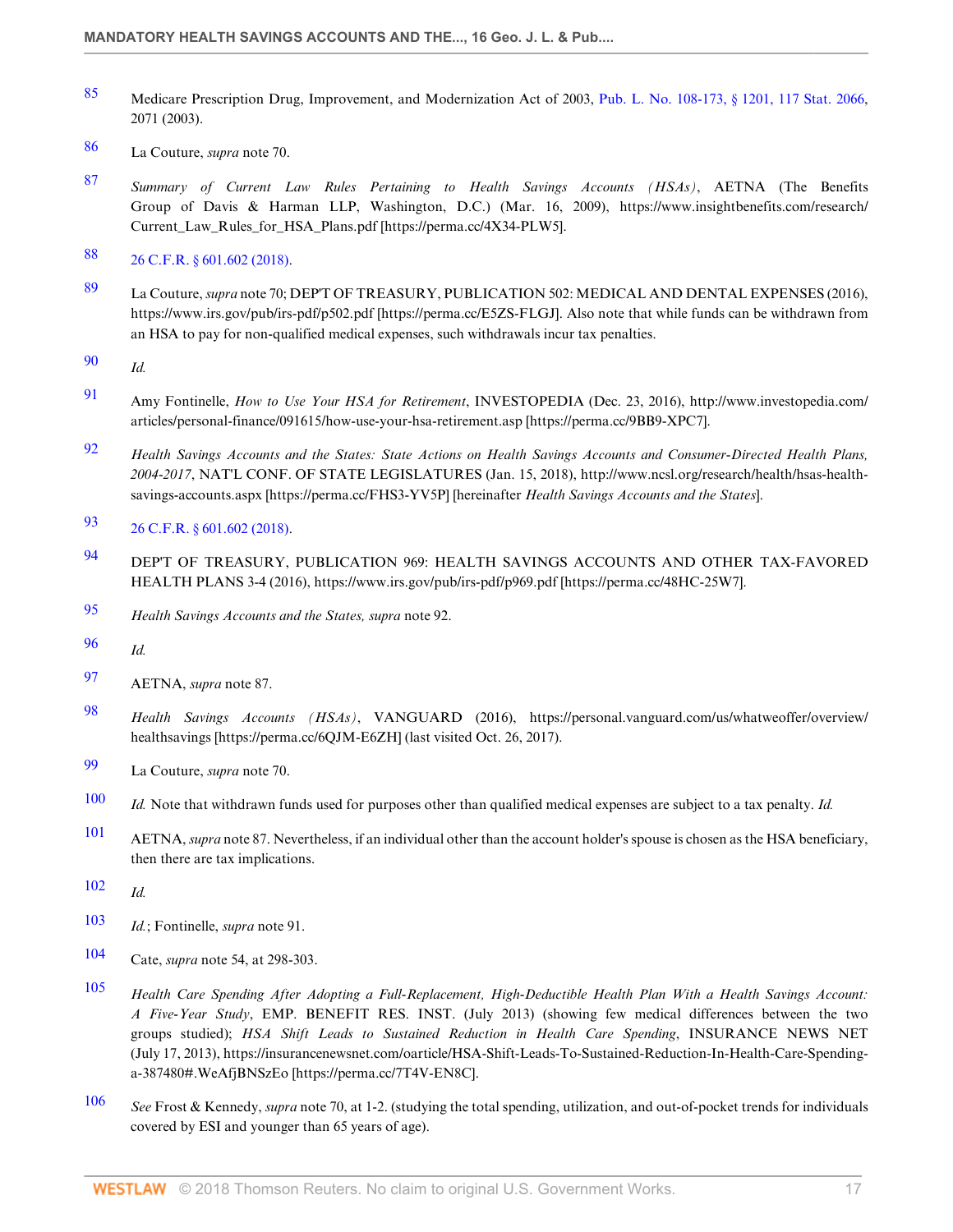85 Medicare Prescription Drug, Improvement, and Modernization Act of 2003, Pub. L. No. 108-173, § 1201, 117 Stat. 2066, 2071 (2003).

86 La Couture, *supra* note 70.

87 *Summary of Current Law Rules Pertaining to Health Savings Accounts (HSAs)*, AETNA (The Benefits Group of Davis & Harman LLP, Washington, D.C.) (Mar. 16, 2009), https://www.insightbenefits.com/research/Current_Law_Rules_for_HSA_Plans.pdf [https://perma.cc/4X34-PLW5].

88 26 C.F.R. § 601.602 (2018).

89 La Couture, *supra* note 70; DEP'T OF TREASURY, PUBLICATION 502: MEDICAL AND DENTAL EXPENSES (2016), https://www.irs.gov/pub/irs-pdf/p502.pdf [https://perma.cc/E5ZS-FLGJ]. Also note that while funds can be withdrawn from an HSA to pay for non-qualified medical expenses, such withdrawals incur tax penalties.

90 *Id.*

91 Amy Fontinelle, *How to Use Your HSA for Retirement*, INVESTOPEDIA (Dec. 23, 2016), http://www.investopedia.com/articles/personal-finance/091615/how-use-your-hsa-retirement.asp [https://perma.cc/9BB9-XPC7].

92 *Health Savings Accounts and the States: State Actions on Health Savings Accounts and Consumer-Directed Health Plans, 2004-2017*, NAT'L CONF. OF STATE LEGISLATURES (Jan. 15, 2018), http://www.ncsl.org/research/health/hsas-health-savings-accounts.aspx [https://perma.cc/FHS3-YV5P] [hereinafter *Health Savings Accounts and the States*].

93 26 C.F.R. § 601.602 (2018).

94 DEP'T OF TREASURY, PUBLICATION 969: HEALTH SAVINGS ACCOUNTS AND OTHER TAX-FAVORED HEALTH PLANS 3-4 (2016), https://www.irs.gov/pub/irs-pdf/p969.pdf [https://perma.cc/48HC-25W7].

95 *Health Savings Accounts and the States, supra* note 92.

96 *Id.*

97 AETNA, *supra* note 87.

98 *Health Savings Accounts (HSAs)*, VANGUARD (2016), https://personal.vanguard.com/us/whatweoffer/overview/healthsavings [https://perma.cc/6QJM-E6ZH] (last visited Oct. 26, 2017).

99 La Couture, *supra* note 70.

100 *Id.* Note that withdrawn funds used for purposes other than qualified medical expenses are subject to a tax penalty. *Id.*

101 AETNA, *supra* note 87. Nevertheless, if an individual other than the account holder's spouse is chosen as the HSA beneficiary, then there are tax implications.

102 *Id.*

103 *Id.*; Fontinelle, *supra* note 91.

104 Cate, *supra* note 54, at 298-303.

105 *Health Care Spending After Adopting a Full-Replacement, High-Deductible Health Plan With a Health Savings Account: A Five-Year Study*, EMP. BENEFIT RES. INST. (July 2013) (showing few medical differences between the two groups studied); *HSA Shift Leads to Sustained Reduction in Health Care Spending*, INSURANCE NEWS NET (July 17, 2013), https://insurancenewsnet.com/oarticle/HSA-Shift-Leads-To-Sustained-Reduction-In-Health-Care-Spending-a-387480#.WeAfjBNSzEo [https://perma.cc/7T4V-EN8C].

106 *See* Frost & Kennedy, *supra* note 70, at 1-2. (studying the total spending, utilization, and out-of-pocket trends for individuals covered by ESI and younger than 65 years of age).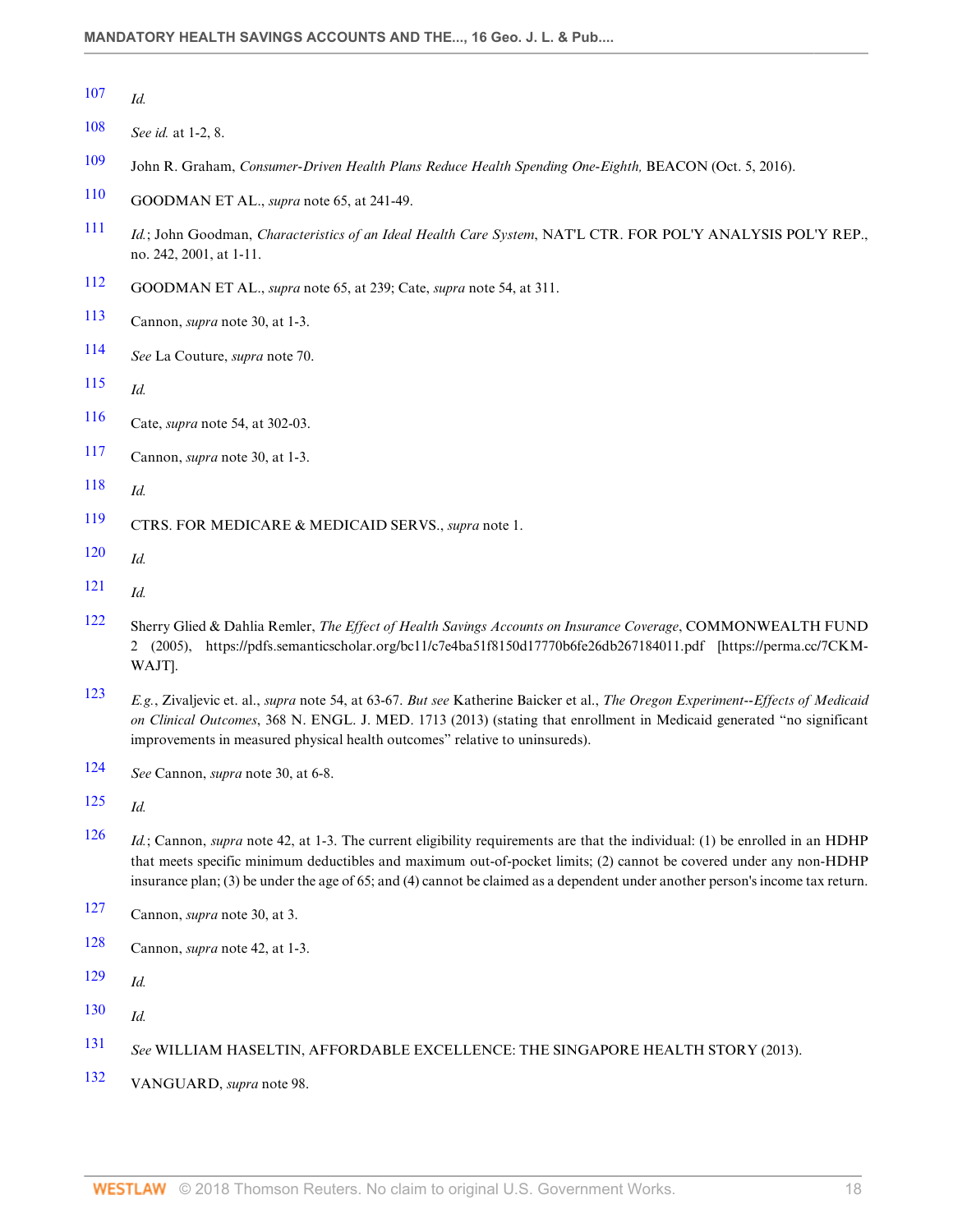107 *Id.*

108 *See id.* at 1-2, 8.

109 John R. Graham, *Consumer-Driven Health Plans Reduce Health Spending One-Eighth,* BEACON (Oct. 5, 2016).

110 GOODMAN ET AL., *supra* note 65, at 241-49.

111 *Id.*; John Goodman, *Characteristics of an Ideal Health Care System*, NAT'L CTR. FOR POL'Y ANALYSIS POL'Y REP., no. 242, 2001, at 1-11.

112 GOODMAN ET AL., *supra* note 65, at 239; Cate, *supra* note 54, at 311.

113 Cannon, *supra* note 30, at 1-3.

114 *See* La Couture, *supra* note 70.

115 *Id.*

116 Cate, *supra* note 54, at 302-03.

117 Cannon, *supra* note 30, at 1-3.

118 *Id.*

119 CTRS. FOR MEDICARE & MEDICAID SERVS., *supra* note 1.

120 *Id.*

121 *Id.*

122 Sherry Glied & Dahlia Remler, *The Effect of Health Savings Accounts on Insurance Coverage*, COMMONWEALTH FUND 2 (2005), https://pdfs.semanticscholar.org/bc11/c7e4ba51f8150d17770b6fe26db267184011.pdf [https://perma.cc/7CKM-WAJT].

123 *E.g.*, Zivaljevic et. al., *supra* note 54, at 63-67. *But see* Katherine Baicker et al., *The Oregon Experiment--Effects of Medicaid on Clinical Outcomes*, 368 N. ENGL. J. MED. 1713 (2013) (stating that enrollment in Medicaid generated "no significant improvements in measured physical health outcomes" relative to uninsureds).

124 *See* Cannon, *supra* note 30, at 6-8.

125 *Id.*

126 *Id.*; Cannon, *supra* note 42, at 1-3. The current eligibility requirements are that the individual: (1) be enrolled in an HDHP that meets specific minimum deductibles and maximum out-of-pocket limits; (2) cannot be covered under any non-HDHP insurance plan; (3) be under the age of 65; and (4) cannot be claimed as a dependent under another person's income tax return.

127 Cannon, *supra* note 30, at 3.

128 Cannon, *supra* note 42, at 1-3.

129 *Id.*

130 *Id.*

131 *See* WILLIAM HASELTIN, AFFORDABLE EXCELLENCE: THE SINGAPORE HEALTH STORY (2013).

132 VANGUARD, *supra* note 98.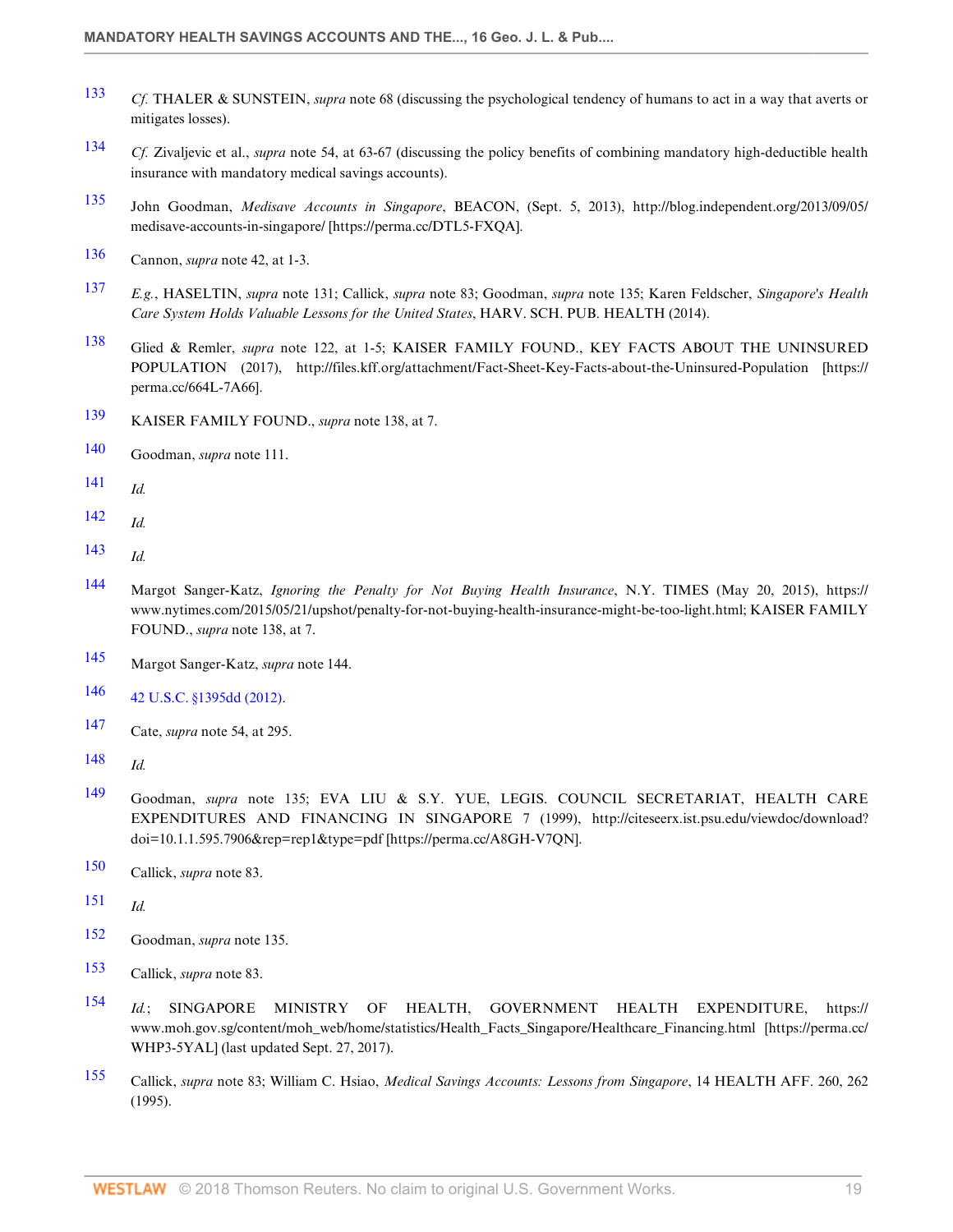133 *Cf.* THALER & SUNSTEIN, *supra* note 68 (discussing the psychological tendency of humans to act in a way that averts or mitigates losses).

134 *Cf.* Zivaljevic et al., *supra* note 54, at 63-67 (discussing the policy benefits of combining mandatory high-deductible health insurance with mandatory medical savings accounts).

135 John Goodman, *Medisave Accounts in Singapore*, BEACON, (Sept. 5, 2013), http://blog.independent.org/2013/09/05/medisave-accounts-in-singapore/ [https://perma.cc/DTL5-FXQA].

136 Cannon, *supra* note 42, at 1-3.

137 *E.g.*, HASELTIN, *supra* note 131; Callick, *supra* note 83; Goodman, *supra* note 135; Karen Feldscher, *Singapore's Health Care System Holds Valuable Lessons for the United States*, HARV. SCH. PUB. HEALTH (2014).

138 Glied & Remler, *supra* note 122, at 1-5; KAISER FAMILY FOUND., KEY FACTS ABOUT THE UNINSURED POPULATION (2017), http://files.kff.org/attachment/Fact-Sheet-Key-Facts-about-the-Uninsured-Population [https://perma.cc/664L-7A66].

139 KAISER FAMILY FOUND., *supra* note 138, at 7.

140 Goodman, *supra* note 111.

141 *Id.*

142 *Id.*

143 *Id.*

144 Margot Sanger-Katz, *Ignoring the Penalty for Not Buying Health Insurance*, N.Y. TIMES (May 20, 2015), https://www.nytimes.com/2015/05/21/upshot/penalty-for-not-buying-health-insurance-might-be-too-light.html; KAISER FAMILY FOUND., *supra* note 138, at 7.

145 Margot Sanger-Katz, *supra* note 144.

146 42 U.S.C. §1395dd (2012).

147 Cate, *supra* note 54, at 295.

148 *Id.*

149 Goodman, *supra* note 135; EVA LIU & S.Y. YUE, LEGIS. COUNCIL SECRETARIAT, HEALTH CARE EXPENDITURES AND FINANCING IN SINGAPORE 7 (1999), http://citeseerx.ist.psu.edu/viewdoc/download?doi=10.1.1.595.7906&rep=rep1&type=pdf [https://perma.cc/A8GH-V7QN].

150 Callick, *supra* note 83.

151 *Id.*

152 Goodman, *supra* note 135.

153 Callick, *supra* note 83.

154 *Id.*; SINGAPORE MINISTRY OF HEALTH, GOVERNMENT HEALTH EXPENDITURE, https://www.moh.gov.sg/content/moh_web/home/statistics/Health_Facts_Singapore/Healthcare_Financing.html [https://perma.cc/WHP3-5YAL] (last updated Sept. 27, 2017).

155 Callick, *supra* note 83; William C. Hsiao, *Medical Savings Accounts: Lessons from Singapore*, 14 HEALTH AFF. 260, 262 (1995).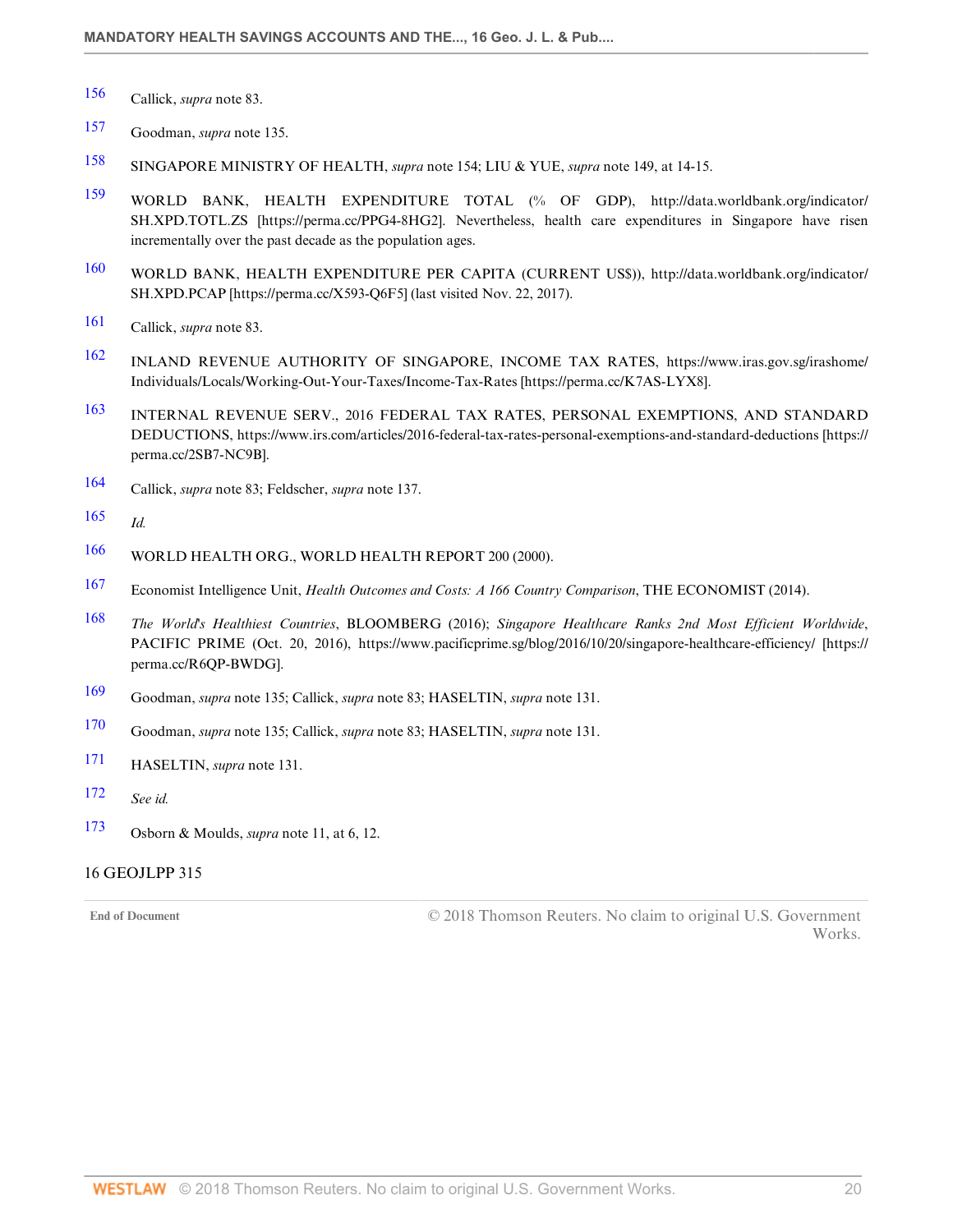156 Callick, *supra* note 83.

157 Goodman, *supra* note 135.

158 SINGAPORE MINISTRY OF HEALTH, *supra* note 154; LIU & YUE, *supra* note 149, at 14-15.

159 WORLD BANK, HEALTH EXPENDITURE TOTAL (% OF GDP), http://data.worldbank.org/indicator/SH.XPD.TOTL.ZS [https://perma.cc/PPG4-8HG2]. Nevertheless, health care expenditures in Singapore have risen incrementally over the past decade as the population ages.

160 WORLD BANK, HEALTH EXPENDITURE PER CAPITA (CURRENT US$)), http://data.worldbank.org/indicator/SH.XPD.PCAP [https://perma.cc/X593-Q6F5] (last visited Nov. 22, 2017).

161 Callick, *supra* note 83.

162 INLAND REVENUE AUTHORITY OF SINGAPORE, INCOME TAX RATES, https://www.iras.gov.sg/irashome/Individuals/Locals/Working-Out-Your-Taxes/Income-Tax-Rates [https://perma.cc/K7AS-LYX8].

163 INTERNAL REVENUE SERV., 2016 FEDERAL TAX RATES, PERSONAL EXEMPTIONS, AND STANDARD DEDUCTIONS, https://www.irs.com/articles/2016-federal-tax-rates-personal-exemptions-and-standard-deductions [https://perma.cc/2SB7-NC9B].

164 Callick, *supra* note 83; Feldscher, *supra* note 137.

165 *Id.*

166 WORLD HEALTH ORG., WORLD HEALTH REPORT 200 (2000).

167 Economist Intelligence Unit, *Health Outcomes and Costs: A 166 Country Comparison*, THE ECONOMIST (2014).

168 *The World's Healthiest Countries*, BLOOMBERG (2016); *Singapore Healthcare Ranks 2nd Most Efficient Worldwide*, PACIFIC PRIME (Oct. 20, 2016), https://www.pacificprime.sg/blog/2016/10/20/singapore-healthcare-efficiency/ [https://perma.cc/R6QP-BWDG].

169 Goodman, *supra* note 135; Callick, *supra* note 83; HASELTIN, *supra* note 131.

170 Goodman, *supra* note 135; Callick, *supra* note 83; HASELTIN, *supra* note 131.

171 HASELTIN, *supra* note 131.

172 *See id.*

173 Osborn & Moulds, *supra* note 11, at 6, 12.

16 GEOJLPP 315

End of Document © 2018 Thomson Reuters. No claim to original U.S. Government Works.